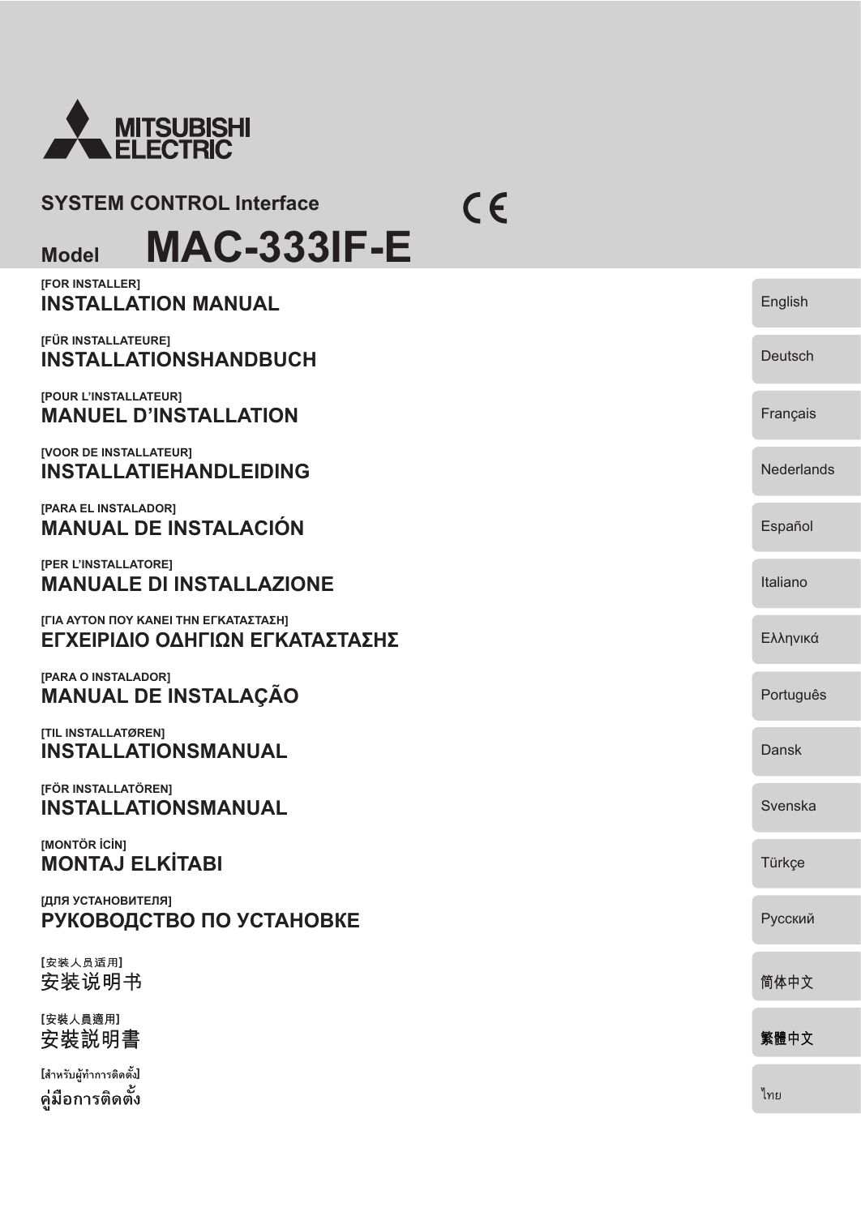MITSUBISHI ELECTRIC

SYSTEM CONTROL Interface

CE

# Model MAC-333IF-E

[FOR INSTALLER]
## INSTALLATION MANUAL

English

[FÜR INSTALLATEURE]
## INSTALLATIONSHANDBUCH

Deutsch

[POUR L'INSTALLATEUR]
## MANUEL D'INSTALLATION

Français

[VOOR DE INSTALLATEUR]
## INSTALLATIEHANDLEIDING

Nederlands

[PARA EL INSTALADOR]
## MANUAL DE INSTALACIÓN

Español

[PER L'INSTALLATORE]
## MANUALE DI INSTALLAZIONE

Italiano

[ΓΙΑ ΑΥΤΟΝ ΠΟΥ ΚΑΝΕΙ ΤΗΝ ΕΓΚΑΤΑΣΤΑΣΗ]
## ΕΓΧΕΙΡΙΔΙΟ ΟΔΗΓΙΩΝ ΕΓΚΑΤΑΣΤΑΣΗΣ

Ελληνικά

[PARA O INSTALADOR]
## MANUAL DE INSTALAÇÃO

Português

[TIL INSTALLATØREN]
## INSTALLATIONSMANUAL

Dansk

[FÖR INSTALLATÖREN]
## INSTALLATIONSMANUAL

Svenska

[MONTÖR İÇİN]
## MONTAJ ELKİTABI

Türkçe

[ДЛЯ УСТАНОВИТЕЛЯ]
## РУКОВОДСТВО ПО УСТАНОВКЕ

Русский

[安装人员适用]
## 安装说明书

简体中文

[安裝人員適用]
## 安裝說明書

繁體中文

[สำหรับผู้ทำการติดตั้ง]
## คู่มือการติดตั้ง

ไทย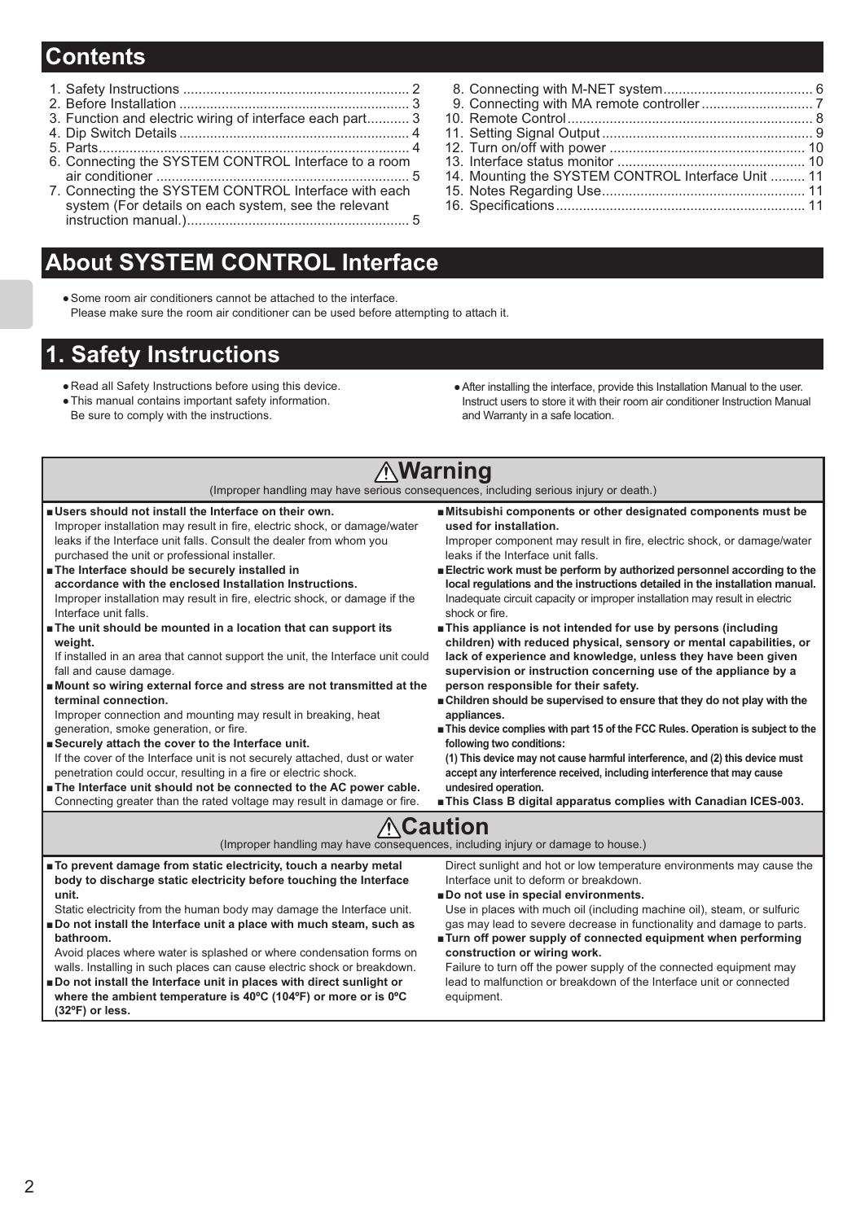## Contents

1. Safety Instructions .......................................................... 2
2. Before Installation ........................................................... 3
3. Function and electric wiring of interface each part........... 3
4. Dip Switch Details ........................................................... 4
5. Parts................................................................................ 4
6. Connecting the SYSTEM CONTROL Interface to a room air conditioner .................................................................. 5
7. Connecting the SYSTEM CONTROL Interface with each system (For details on each system, see the relevant instruction manual.).......................................................... 5
8. Connecting with M-NET system....................................... 6
9. Connecting with MA remote controller ............................. 7
10. Remote Control................................................................ 8
11. Setting Signal Output ....................................................... 9
12. Turn on/off with power ................................................... 10
13. Interface status monitor ................................................. 10
14. Mounting the SYSTEM CONTROL Interface Unit ......... 11
15. Notes Regarding Use..................................................... 11
16. Specifications................................................................. 11

## About SYSTEM CONTROL Interface

- Some room air conditioners cannot be attached to the interface. Please make sure the room air conditioner can be used before attempting to attach it.

## 1. Safety Instructions

- Read all Safety Instructions before using this device.
- This manual contains important safety information. Be sure to comply with the instructions.
- After installing the interface, provide this Installation Manual to the user. Instruct users to store it with their room air conditioner Instruction Manual and Warranty in a safe location.

### ⚠Warning

(Improper handling may have serious consequences, including serious injury or death.)

- **Users should not install the Interface on their own.**
  Improper installation may result in fire, electric shock, or damage/water leaks if the Interface unit falls. Consult the dealer from whom you purchased the unit or professional installer.
- **The Interface should be securely installed in accordance with the enclosed Installation Instructions.**
  Improper installation may result in fire, electric shock, or damage if the Interface unit falls.
- **The unit should be mounted in a location that can support its weight.**
  If installed in an area that cannot support the unit, the Interface unit could fall and cause damage.
- **Mount so wiring external force and stress are not transmitted at the terminal connection.**
  Improper connection and mounting may result in breaking, heat generation, smoke generation, or fire.
- **Securely attach the cover to the Interface unit.**
  If the cover of the Interface unit is not securely attached, dust or water penetration could occur, resulting in a fire or electric shock.
- **The Interface unit should not be connected to the AC power cable.**
  Connecting greater than the rated voltage may result in damage or fire.
- **Mitsubishi components or other designated components must be used for installation.**
  Improper component may result in fire, electric shock, or damage/water leaks if the Interface unit falls.
- **Electric work must be perform by authorized personnel according to the local regulations and the instructions detailed in the installation manual.**
  Inadequate circuit capacity or improper installation may result in electric shock or fire.
- **This appliance is not intended for use by persons (including children) with reduced physical, sensory or mental capabilities, or lack of experience and knowledge, unless they have been given supervision or instruction concerning use of the appliance by a person responsible for their safety.**
- **Children should be supervised to ensure that they do not play with the appliances.**
- **This device complies with part 15 of the FCC Rules. Operation is subject to the following two conditions:**
  **(1) This device may not cause harmful interference, and (2) this device must accept any interference received, including interference that may cause undesired operation.**
- **This Class B digital apparatus complies with Canadian ICES-003.**

### ⚠Caution

(Improper handling may have serious consequences, including injury or damage to house.)

- **To prevent damage from static electricity, touch a nearby metal body to discharge static electricity before touching the Interface unit.**
  Static electricity from the human body may damage the Interface unit.
- **Do not install the Interface unit a place with much steam, such as bathroom.**
  Avoid places where water is splashed or where condensation forms on walls. Installing in such places can cause electric shock or breakdown.
- **Do not install the Interface unit in places with direct sunlight or where the ambient temperature is 40ºC (104ºF) or more or is 0ºC (32ºF) or less.**
  Direct sunlight and hot or low temperature environments may cause the Interface unit to deform or breakdown.
- **Do not use in special environments.**
  Use in places with much oil (including machine oil), steam, or sulfuric gas may lead to severe decrease in functionality and damage to parts.
- **Turn off power supply of connected equipment when performing construction or wiring work.**
  Failure to turn off the power supply of the connected equipment may lead to malfunction or breakdown of the Interface unit or connected equipment.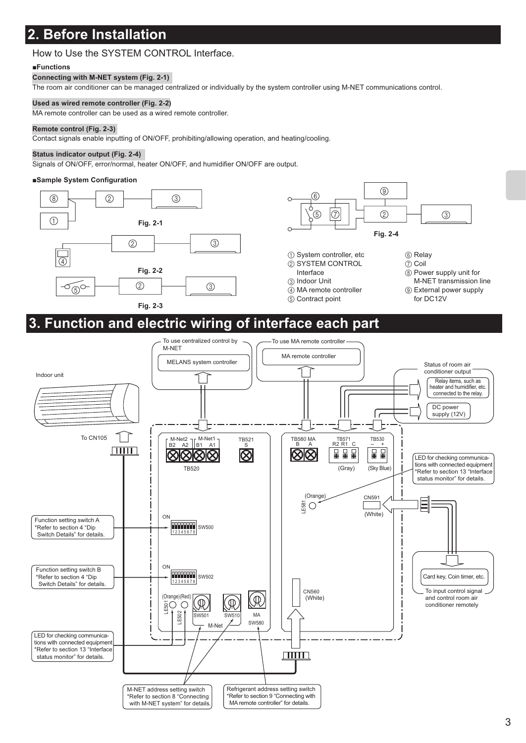# 2. Before Installation

## How to Use the SYSTEM CONTROL Interface.

### ■Functions

**Connecting with M-NET system (Fig. 2-1)**

The room air conditioner can be managed centralized or individually by the system controller using M-NET communications control.

**Used as wired remote controller (Fig. 2-2)**

MA remote controller can be used as a wired remote controller.

**Remote control (Fig. 2-3)**

Contact signals enable inputting of ON/OFF, prohibiting/allowing operation, and heating/cooling.

**Status indicator output (Fig. 2-4)**

Signals of ON/OFF, error/normal, heater ON/OFF, and humidifier ON/OFF are output.

### ■Sample System Configuration

Fig. 2-1

Fig. 2-2

Fig. 2-3

Fig. 2-4

① System controller, etc
② SYSTEM CONTROL Interface
③ Indoor Unit
④ MA remote controller
⑤ Contract point
⑥ Relay
⑦ Coil
⑧ Power supply unit for M-NET transmission line
⑨ External power supply for DC12V

# 3. Function and electric wiring of interface each part

- To use centralized control by M-NET: MELANS system controller
- To use MA remote controller: MA remote controller
- Status of room air conditioner output: Relay items, such as heater and humidifier, etc. connected to the relay. / DC power supply (12V)
- Indoor unit — To CN105
- TB520: M-Net2 (B2, A2), M-Net1 (B1, A1); TB521 (S)
- TB580 MA (B, A); TB571 (R2, R1, C) (Gray); TB530 (–, +) (Sky Blue)
- LED for checking communications with connected equipment *Refer to section 13 "Interface status monitor" for details. (LE581, Orange)
- CN591 (White) — Card key, Coin timer, etc. To input control signal and control room air conditioner remotely
- Function setting switch A *Refer to section 4 "Dip Switch Details" for details. (SW500)
- Function setting switch B *Refer to section 4 "Dip Switch Details" for details. (SW502)
- LED for checking communications with connected equipment *Refer to section 13 "Interface status monitor" for details. (LE501 (Orange), LE502 (Red))
- CN560 (White)
- M-NET address setting switch *Refer to section 8 "Connecting with M-NET system" for details. (SW501, SW510 M-Net)
- Refrigerant address setting switch *Refer to section 9 "Connecting with MA remote controller" for details. (MA SW580)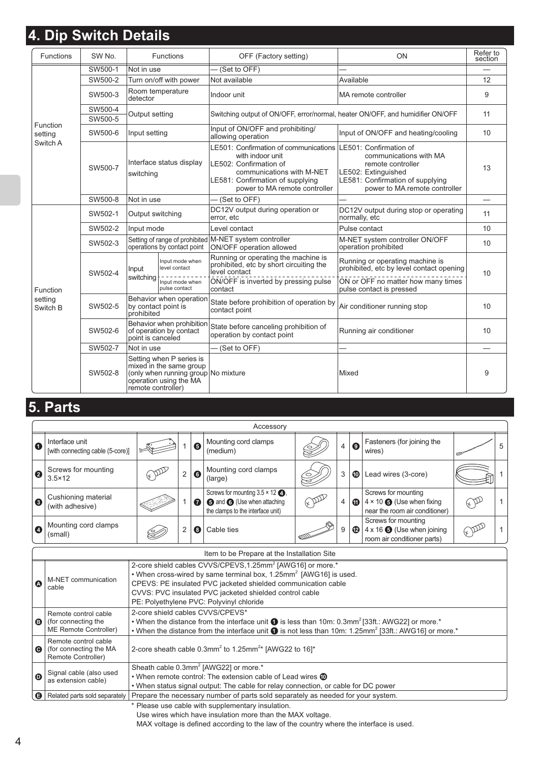# 4. Dip Switch Details

| Functions | SW No. | Functions | | OFF (Factory setting) | ON | Refer to section |
|---|---|---|---|---|---|---|
| Function setting Switch A | SW500-1 | Not in use | | — (Set to OFF) | — | — |
| | SW500-2 | Turn on/off with power | | Not available | Available | 12 |
| | SW500-3 | Room temperature detector | | Indoor unit | MA remote controller | 9 |
| | SW500-4 | Output setting | | Switching output of ON/OFF, error/normal, heater ON/OFF, and humidifier ON/OFF | | 11 |
| | SW500-5 | | | | | |
| | SW500-6 | Input setting | | Input of ON/OFF and prohibiting/ allowing operation | Input of ON/OFF and heating/cooling | 10 |
| | SW500-7 | Interface status display switching | | LE501: Confirmation of communications with indoor unit<br>LE502: Confirmation of communications with M-NET<br>LE581: Confirmation of supplying power to MA remote controller | LE501: Confirmation of communications with MA remote controller<br>LE502: Extinguished<br>LE581: Confirmation of supplying power to MA remote controller | 13 |
| | SW500-8 | Not in use | | — (Set to OFF) | — | — |
| Function setting Switch B | SW502-1 | Output switching | | DC12V output during operation or error, etc | DC12V output during stop or operating normally, etc | 11 |
| | SW502-2 | Input mode | | Level contact | Pulse contact | 10 |
| | SW502-3 | Setting of range of prohibited operations by contact point | | M-NET system controller ON/OFF operation allowed | M-NET system controller ON/OFF operation prohibited | 10 |
| | SW502-4 | Input switching | Input mode when level contact | Running or operating the machine is prohibited, etc by short circuiting the level contact | Running or operating machine is prohibited, etc by level contact opening | 10 |
| | | | Input mode when pulse contact | ON/OFF is inverted by pressing pulse contact | ON or OFF no matter how many times pulse contact is pressed | |
| | SW502-5 | Behavior when operation by contact point is prohibited | | State before prohibition of operation by contact point | Air conditioner running stop | 10 |
| | SW502-6 | Behavior when prohibition of operation by contact point is canceled | | State before canceling prohibition of operation by contact point | Running air conditioner | 10 |
| | SW502-7 | Not in use | | — (Set to OFF) | — | — |
| | SW502-8 | Setting when P series is mixed in the same group (only when running group operation using the MA remote controller) | | No mixture | Mixed | 9 |

# 5. Parts

| Accessory | | | | | | | | |
|---|---|---|---|---|---|---|---|---|
| ❶ | Interface unit [with connecting cable (5-core)] | 1 | ❺ | Mounting cord clamps (medium) | 4 | ❾ | Fasteners (for joining the wires) | 5 |
| ❷ | Screws for mounting 3.5×12 | 2 | ❻ | Mounting cord clamps (large) | 3 | ❿ | Lead wires (3-core) | 1 |
| ❸ | Cushioning material (with adhesive) | 1 | ❼ | Screws for mounting 3.5 × 12 ❹, ❺ and ❻ (Use when attaching the clamps to the interface unit) | 4 | ⓫ | Screws for mounting 4 × 10 ❺ (Use when fixing near the room air conditioner) | 1 |
| ❹ | Mounting cord clamps (small) | 2 | ❽ | Cable ties | 9 | ⓬ | Screws for mounting 4 x 16 ❺ (Use when joining room air conditioner parts) | 1 |

| Item to be Prepare at the Installation Site | | |
|---|---|---|
| Ⓐ | M-NET communication cable | 2-core shield cables CVVS/CPEVS,1.25mm$^2$ [AWG16] or more.*<br>• When cross-wired by same terminal box, 1.25mm$^2$ [AWG16] is used.<br>CPEVS: PE insulated PVC jacketed shielded communication cable<br>CVVS: PVC insulated PVC jacketed shielded control cable<br>PE: Polyethylene PVC: Polyvinyl chloride |
| Ⓑ | Remote control cable (for connecting the ME Remote Controller) | 2-core shield cables CVVS/CPEVS*<br>• When the distance from the interface unit ❶ is less than 10m: 0.3mm$^2$ [33ft.: AWG22] or more.*<br>• When the distance from the interface unit ❶ is not less than 10m: 1.25mm$^2$ [33ft.: AWG16] or more.* |
| Ⓒ | Remote control cable (for connecting the MA Remote Controller) | 2-core sheath cable 0.3mm$^2$ to 1.25mm$^2$* [AWG22 to 16]* |
| Ⓓ | Signal cable (also used as extension cable) | Sheath cable 0.3mm$^2$ [AWG22] or more.*<br>• When remote control: The extension cable of Lead wires ❿<br>• When status signal output: The cable for relay connection, or cable for DC power |
| Ⓔ | Related parts sold separately | Prepare the necessary number of parts sold separately as needed for your system. |

\* Please use cable with supplementary insulation.
Use wires which have insulation more than the MAX voltage.
MAX voltage is defined according to the law of the country where the interface is used.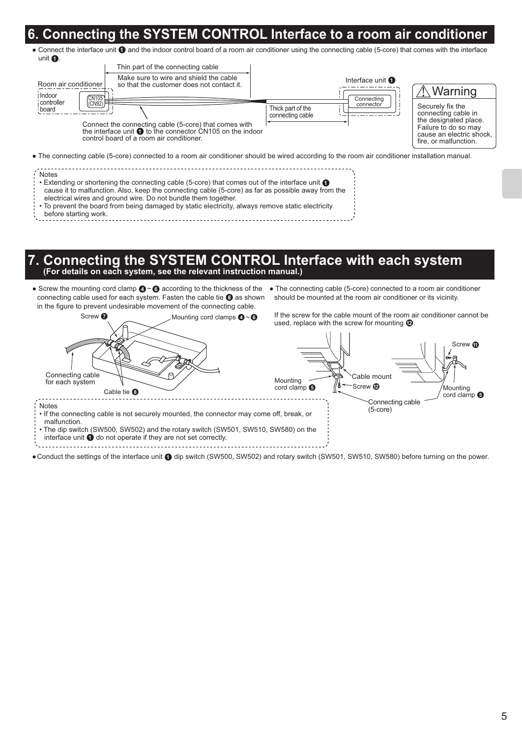## 6. Connecting the SYSTEM CONTROL Interface to a room air conditioner

- Connect the interface unit ❶ and the indoor control board of a room air conditioner using the connecting cable (5-core) that comes with the interface unit ❶.

Thin part of the connecting cable

Make sure to wire and shield the cable so that the customer does not contact it.

Room air conditioner

Indoor controller board

CN105 (CN92)

Interface unit ❶

Connecting connector

Thick part of the connecting cable

Connect the connecting cable (5-core) that comes with the interface unit ❶ to the connector CN105 on the indoor control board of a room air conditioner.

**⚠ Warning**

Securely fix the connecting cable in the designated place. Failure to do so may cause an electric shock, fire, or malfunction.

- The connecting cable (5-core) connected to a room air conditioner should be wired according to the room air conditioner installation manual.

Notes
- Extending or shortening the connecting cable (5-core) that comes out of the interface unit ❶ cause it to malfunction. Also, keep the connecting cable (5-core) as far as possible away from the electrical wires and ground wire. Do not bundle them together.
- To prevent the board from being damaged by static electricity, always remove static electricity before starting work.

## 7. Connecting the SYSTEM CONTROL Interface with each system

**(For details on each system, see the relevant instruction manual.)**

- Screw the mounting cord clamp ❹ ~ ❻ according to the thickness of the connecting cable used for each system. Fasten the cable tie ❽ as shown in the figure to prevent undesirable movement of the connecting cable.

Screw ❼

Mounting cord clamps ❹ ~ ❻

Connecting cable for each system

Cable tie ❽

- The connecting cable (5-core) connected to a room air conditioner should be mounted at the room air conditioner or its vicinity.

If the screw for the cable mount of the room air conditioner cannot be used, replace with the screw for mounting ⓬.

Screw ⓫

Mounting cord clamp ❺

Cable mount

Screw ⓬

Connecting cable (5-core)

Mounting cord clamp ❺

Notes
- If the connecting cable is not securely mounted, the connector may come off, break, or malfunction.
- The dip switch (SW500, SW502) and the rotary switch (SW501, SW510, SW580) on the interface unit ❶ do not operate if they are not set correctly.

- Conduct the settings of the interface unit ❶ dip switch (SW500, SW502) and rotary switch (SW501, SW510, SW580) before turning on the power.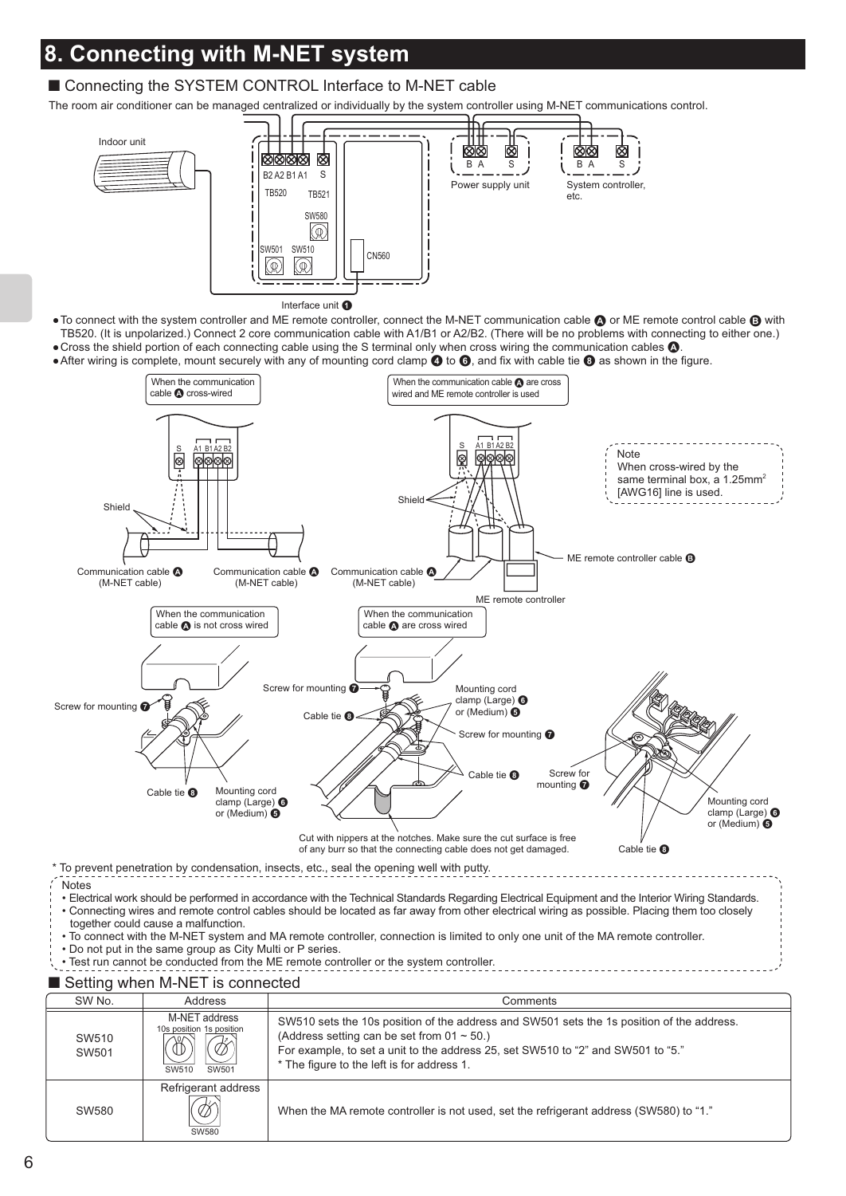# 8. Connecting with M-NET system

## ■ Connecting the SYSTEM CONTROL Interface to M-NET cable

The room air conditioner can be managed centralized or individually by the system controller using M-NET communications control.

- To connect with the system controller and ME remote controller, connect the M-NET communication cable Ⓐ or ME remote control cable Ⓑ with TB520. (It is unpolarized.) Connect 2 core communication cable with A1/B1 or A2/B2. (There will be no problems with connecting to either one.)
- Cross the shield portion of each connecting cable using the S terminal only when cross wiring the communication cables Ⓐ.
- After wiring is complete, mount securely with any of mounting cord clamp ❹ to ❻, and fix with cable tie ❽ as shown in the figure.

Note
When cross-wired by the same terminal box, a 1.25mm² [AWG16] line is used.

Cut with nippers at the notches. Make sure the cut surface is free of any burr so that the connecting cable does not get damaged.

\* To prevent penetration by condensation, insects, etc., seal the opening well with putty.

Notes

- Electrical work should be performed in accordance with the Technical Standards Regarding Electrical Equipment and the Interior Wiring Standards.
- Connecting wires and remote control cables should be located as far away from other electrical wiring as possible. Placing them too closely together could cause a malfunction.
- To connect with the M-NET system and MA remote controller, connection is limited to only one unit of the MA remote controller.
- Do not put in the same group as City Multi or P series.
- Test run cannot be conducted from the ME remote controller or the system controller.

## ■ Setting when M-NET is connected

| SW No. | Address | Comments |
|---|---|---|
| SW510<br>SW501 | M-NET address<br>10s position 1s position<br>SW510 SW501 | SW510 sets the 10s position of the address and SW501 sets the 1s position of the address.<br>(Address setting can be set from 01 ~ 50.)<br>For example, to set a unit to the address 25, set SW510 to "2" and SW501 to "5."<br>\* The figure to the left is for address 1. |
| SW580 | Refrigerant address<br>SW580 | When the MA remote controller is not used, set the refrigerant address (SW580) to "1." |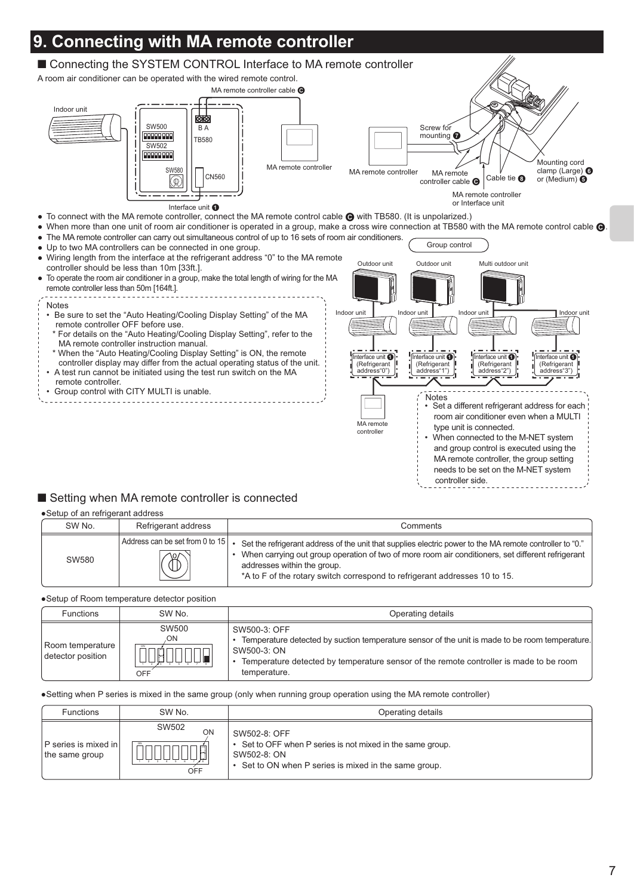# 9. Connecting with MA remote controller

## ■ Connecting the SYSTEM CONTROL Interface to MA remote controller

A room air conditioner can be operated with the wired remote control.

- To connect with the MA remote controller, connect the MA remote control cable Ⓒ with TB580. (It is unpolarized.)
- When more than one unit of room air conditioner is operated in a group, make a cross wire connection at TB580 with the MA remote control cable Ⓒ.
- The MA remote controller can carry out simultaneous control of up to 16 sets of room air conditioners.
- Up to two MA controllers can be connected in one group.
- Wiring length from the interface at the refrigerant address "0" to the MA remote controller should be less than 10m [33ft.].
- To operate the room air conditioner in a group, make the total length of wiring for the MA remote controller less than 50m [164ft.].

Notes
- Be sure to set the "Auto Heating/Cooling Display Setting" of the MA remote controller OFF before use.
  - \* For details on the "Auto Heating/Cooling Display Setting", refer to the MA remote controller instruction manual.
  - \* When the "Auto Heating/Cooling Display Setting" is ON, the remote controller display may differ from the actual operating status of the unit.
- A test run cannot be initiated using the test run switch on the MA remote controller.
- Group control with CITY MULTI is unable.

Notes
- Set a different refrigerant address for each room air conditioner even when a MULTI type unit is connected.
- When connected to the M-NET system and group control is executed using the MA remote controller, the group setting needs to be set on the M-NET system controller side.

## ■ Setting when MA remote controller is connected

●Setup of an refrigerant address

| SW No. | Refrigerant address | Comments |
|---|---|---|
| SW580 | Address can be set from 0 to 15 | • Set the refrigerant address of the unit that supplies electric power to the MA remote controller to "0." • When carrying out group operation of two of more room air conditioners, set different refrigerant addresses within the group. *A to F of the rotary switch correspond to refrigerant addresses 10 to 15. |

●Setup of Room temperature detector position

| Functions | SW No. | Operating details |
|---|---|---|
| Room temperature detector position | SW500 | SW500-3: OFF • Temperature detected by suction temperature sensor of the unit is made to be room temperature. SW500-3: ON • Temperature detected by temperature sensor of the remote controller is made to be room temperature. |

●Setting when P series is mixed in the same group (only when running group operation using the MA remote controller)

| Functions | SW No. | Operating details |
|---|---|---|
| P series is mixed in the same group | SW502 | SW502-8: OFF • Set to OFF when P series is not mixed in the same group. SW502-8: ON • Set to ON when P series is mixed in the same group. |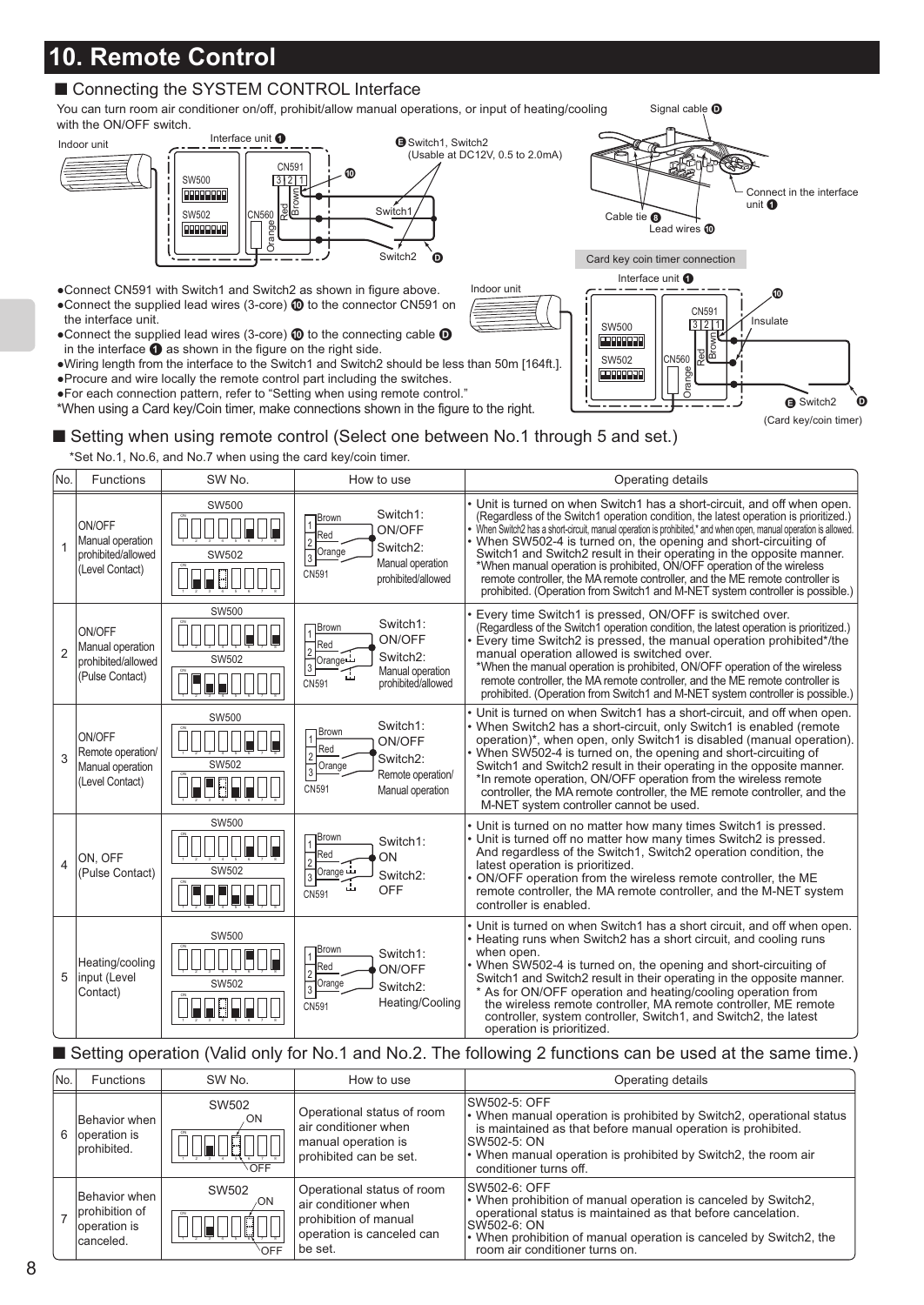# 10. Remote Control

## ■ Connecting the SYSTEM CONTROL Interface

You can turn room air conditioner on/off, prohibit/allow manual operations, or input of heating/cooling with the ON/OFF switch.

Indoor unit

Interface unit ❶

SW500

SW502

CN591

3 2 1

CN560

Orange Red Brown

❿

Ⓔ Switch1, Switch2 (Usable at DC12V, 0.5 to 2.0mA)

Switch1

Switch2 Ⓓ

Signal cable Ⓓ

Connect in the interface unit ❶

Cable tie Ⓑ

Lead wires ❿

Card key coin timer connection

- Connect CN591 with Switch1 and Switch2 as shown in figure above.
- Connect the supplied lead wires (3-core) ❿ to the connector CN591 on the interface unit.
- Connect the supplied lead wires (3-core) ❿ to the connecting cable Ⓓ in the interface ❶ as shown in the figure on the right side.
- Wiring length from the interface to the Switch1 and Switch2 should be less than 50m [164ft.].
- Procure and wire locally the remote control part including the switches.
- For each connection pattern, refer to "Setting when using remote control."

*When using a Card key/Coin timer, make connections shown in the figure to the right.

Indoor unit

Interface unit ❶

SW500

SW502

CN591

3 2 1

CN560

Orange Red Brown

❿

Insulate

Ⓔ Switch2 Ⓓ

(Card key/coin timer)

## ■ Setting when using remote control (Select one between No.1 through 5 and set.)

*Set No.1, No.6, and No.7 when using the card key/coin timer.

| No. | Functions | SW No. | How to use | Operating details |
|---|---|---|---|---|
| 1 | ON/OFF Manual operation prohibited/allowed (Level Contact) | SW500, SW502 | 1 Brown, 2 Red, 3 Orange, CN591; Switch1: ON/OFF; Switch2: Manual operation prohibited/allowed | • Unit is turned on when Switch1 has a short-circuit, and off when open. (Regardless of the Switch1 operation condition, the latest operation is prioritized.)<br>• When Switch2 has a short-circuit, manual operation is prohibited,* and when open, manual operation is allowed.<br>• When SW502-4 is turned on, the opening and short-circuiting of Switch1 and Switch2 result in their operating in the opposite manner.<br>*When manual operation is prohibited, ON/OFF operation of the wireless remote controller, the MA remote controller, and the ME remote controller is prohibited. (Operation from Switch1 and M-NET system controller is possible.) |
| 2 | ON/OFF Manual operation prohibited/allowed (Pulse Contact) | SW500, SW502 | 1 Brown, 2 Red, 3 Orange, CN591; Switch1: ON/OFF; Switch2: Manual operation prohibited/allowed | • Every time Switch1 is pressed, ON/OFF is switched over. (Regardless of the Switch1 operation condition, the latest operation is prioritized.)<br>• Every time Switch2 is pressed, the manual operation prohibited*/the manual operation allowed is switched over.<br>*When the manual operation is prohibited, ON/OFF operation of the wireless remote controller, the MA remote controller, and the ME remote controller is prohibited. (Operation from Switch1 and M-NET system controller is possible.) |
| 3 | ON/OFF Remote operation/ Manual operation (Level Contact) | SW500, SW502 | 1 Brown, 2 Red, 3 Orange, CN591; Switch1: ON/OFF; Switch2: Remote operation/ Manual operation | • Unit is turned on when Switch1 has a short-circuit, and off when open.<br>• When Switch2 has a short-circuit, only Switch1 is enabled (remote operation)*, when open, only Switch1 is disabled (manual operation).<br>• When SW502-4 is turned on, the opening and short-circuiting of Switch1 and Switch2 result in their operating in the opposite manner.<br>*In remote operation, ON/OFF operation from the wireless remote controller, the MA remote controller, the ME remote controller, and the M-NET system controller cannot be used. |
| 4 | ON, OFF (Pulse Contact) | SW500, SW502 | 1 Brown, 2 Red, 3 Orange, CN591; Switch1: ON; Switch2: OFF | • Unit is turned on no matter how many times Switch1 is pressed.<br>• Unit is turned off no matter how many times Switch2 is pressed. And regardless of the Switch1, Switch2 operation condition, the latest operation is prioritized.<br>• ON/OFF operation from the wireless remote controller, the ME remote controller, the MA remote controller, and the M-NET system controller is enabled. |
| 5 | Heating/cooling input (Level Contact) | SW500, SW502 | 1 Brown, 2 Red, 3 Orange, CN591; Switch1: ON/OFF; Switch2: Heating/Cooling | • Unit is turned on when Switch1 has a short circuit, and off when open.<br>• Heating runs when Switch2 has a short circuit, and cooling runs when open.<br>• When SW502-4 is turned on, the opening and short-circuiting of Switch1 and Switch2 result in their operating in the opposite manner.<br>* As for ON/OFF operation and heating/cooling operation from the wireless remote controller, MA remote controller, ME remote controller, system controller, Switch1, and Switch2, the latest operation is prioritized. |

## ■ Setting operation (Valid only for No.1 and No.2. The following 2 functions can be used at the same time.)

| No. | Functions | SW No. | How to use | Operating details |
|---|---|---|---|---|
| 6 | Behavior when operation is prohibited. | SW502 (ON/OFF) | Operational status of room air conditioner when manual operation is prohibited can be set. | SW502-5: OFF<br>• When manual operation is prohibited by Switch2, operational status is maintained as that before manual operation is prohibited.<br>SW502-5: ON<br>• When manual operation is prohibited by Switch2, the room air conditioner turns off. |
| 7 | Behavior when prohibition of operation is canceled. | SW502 (ON/OFF) | Operational status of room air conditioner when prohibition of manual operation is canceled can be set. | SW502-6: OFF<br>• When prohibition of manual operation is canceled by Switch2, operational status is maintained as that before cancelation.<br>SW502-6: ON<br>• When prohibition of manual operation is canceled by Switch2, the room air conditioner turns on. |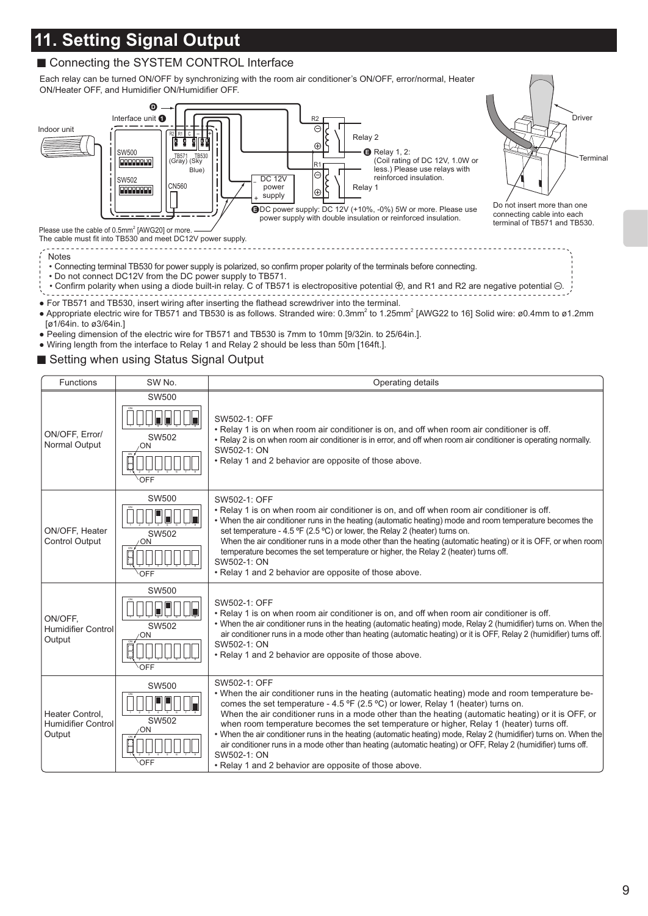# 11. Setting Signal Output

## ■ Connecting the SYSTEM CONTROL Interface

Each relay can be turned ON/OFF by synchronizing with the room air conditioner's ON/OFF, error/normal, Heater ON/Heater OFF, and Humidifier ON/Humidifier OFF.

Indoor unit

Interface unit ❶

SW500

SW502

R2 R1 C − +

TB571 (Gray) TB530 (Sky Blue)

CN560

DC 12V power supply

Relay 2

Relay 1

❺ Relay 1, 2: (Coil rating of DC 12V, 1.0W or less.) Please use relays with reinforced insulation.

❺ DC power supply: DC 12V (+10%, -0%) 5W or more. Please use power supply with double insulation or reinforced insulation.

Driver

Terminal

Do not insert more than one connecting cable into each terminal of TB571 and TB530.

Please use the cable of 0.5mm² [AWG20] or more. The cable must fit into TB530 and meet DC12V power supply.

Notes
- Connecting terminal TB530 for power supply is polarized, so confirm proper polarity of the terminals before connecting.
- Do not connect DC12V from the DC power supply to TB571.
- Confirm polarity when using a diode built-in relay. C of TB571 is electropositive potential ⊕, and R1 and R2 are negative potential ⊖.

- For TB571 and TB530, insert wiring after inserting the flathead screwdriver into the terminal.
- Appropriate electric wire for TB571 and TB530 is as follows. Stranded wire: 0.3mm² to 1.25mm² [AWG22 to 16] Solid wire: ø0.4mm to ø1.2mm [ø1/64in. to ø3/64in.]
- Peeling dimension of the electric wire for TB571 and TB530 is 7mm to 10mm [9/32in. to 25/64in.].
- Wiring length from the interface to Relay 1 and Relay 2 should be less than 50m [164ft.].

## ■ Setting when using Status Signal Output

| Functions | SW No. | Operating details |
|---|---|---|
| ON/OFF, Error/ Normal Output | SW500 / SW502 (ON / OFF) | SW502-1: OFF<br>• Relay 1 is on when room air conditioner is on, and off when room air conditioner is off.<br>• Relay 2 is on when room air conditioner is in error, and off when room air conditioner is operating normally.<br>SW502-1: ON<br>• Relay 1 and 2 behavior are opposite of those above. |
| ON/OFF, Heater Control Output | SW500 / SW502 (ON / OFF) | SW502-1: OFF<br>• Relay 1 is on when room air conditioner is on, and off when room air conditioner is off.<br>• When the air conditioner runs in the heating (automatic heating) mode and room temperature becomes the set temperature - 4.5 ºF (2.5 ºC) or lower, the Relay 2 (heater) turns on.<br>When the air conditioner runs in a mode other than the heating (automatic heating) or it is OFF, or when room temperature becomes the set temperature or higher, the Relay 2 (heater) turns off.<br>SW502-1: ON<br>• Relay 1 and 2 behavior are opposite of those above. |
| ON/OFF, Humidifier Control Output | SW500 / SW502 (ON / OFF) | SW502-1: OFF<br>• Relay 1 is on when room air conditioner is on, and off when room air conditioner is off.<br>• When the air conditioner runs in the heating (automatic heating) mode, Relay 2 (humidifier) turns on. When the air conditioner runs in a mode other than heating (automatic heating) or it is OFF, Relay 2 (humidifier) turns off.<br>SW502-1: ON<br>• Relay 1 and 2 behavior are opposite of those above. |
| Heater Control, Humidifier Control Output | SW500 / SW502 (ON / OFF) | SW502-1: OFF<br>• When the air conditioner runs in the heating (automatic heating) mode and room temperature becomes the set temperature - 4.5 ºF (2.5 ºC) or lower, Relay 1 (heater) turns on.<br>When the air conditioner runs in a mode other than the heating (automatic heating) or it is OFF, or when room temperature becomes the set temperature or higher, Relay 1 (heater) turns off.<br>• When the air conditioner runs in the heating (automatic heating) mode, Relay 2 (humidifier) turns on. When the air conditioner runs in a mode other than heating (automatic heating) or OFF, Relay 2 (humidifier) turns off.<br>SW502-1: ON<br>• Relay 1 and 2 behavior are opposite of those above. |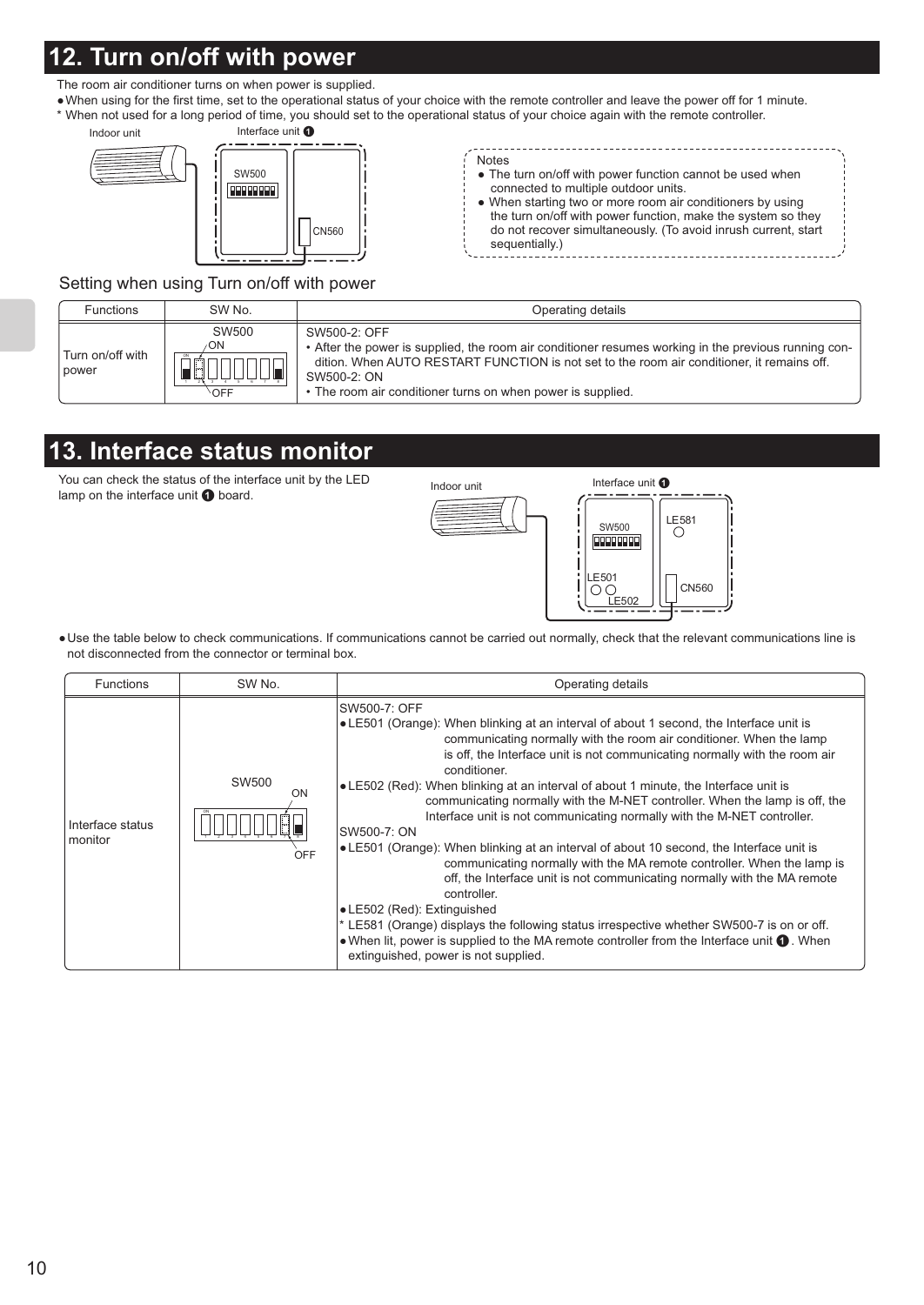## 12. Turn on/off with power

The room air conditioner turns on when power is supplied.

- When using for the first time, set to the operational status of your choice with the remote controller and leave the power off for 1 minute.

\* When not used for a long period of time, you should set to the operational status of your choice again with the remote controller.

Indoor unit | Interface unit ❶ | SW500 | CN560

Notes
- The turn on/off with power function cannot be used when connected to multiple outdoor units.
- When starting two or more room air conditioners by using the turn on/off with power function, make the system so they do not recover simultaneously. (To avoid inrush current, start sequentially.)

### Setting when using Turn on/off with power

| Functions | SW No. | Operating details |
| --- | --- | --- |
| Turn on/off with power | SW500 ON / OFF | SW500-2: OFF<br>• After the power is supplied, the room air conditioner resumes working in the previous running condition. When AUTO RESTART FUNCTION is not set to the room air conditioner, it remains off.<br>SW500-2: ON<br>• The room air conditioner turns on when power is supplied. |

## 13. Interface status monitor

You can check the status of the interface unit by the LED lamp on the interface unit ❶ board.

Indoor unit | Interface unit ❶ | SW500 | LE581 | LE501 | LE502 | CN560

- Use the table below to check communications. If communications cannot be carried out normally, check that the relevant communications line is not disconnected from the connector or terminal box.

| Functions | SW No. | Operating details |
| --- | --- | --- |
| Interface status monitor | SW500 ON / OFF | SW500-7: OFF<br>● LE501 (Orange): When blinking at an interval of about 1 second, the Interface unit is communicating normally with the room air conditioner. When the lamp is off, the Interface unit is not communicating normally with the room air conditioner.<br>● LE502 (Red): When blinking at an interval of about 1 minute, the Interface unit is communicating normally with the M-NET controller. When the lamp is off, the Interface unit is not communicating normally with the M-NET controller.<br>SW500-7: ON<br>● LE501 (Orange): When blinking at an interval of about 10 second, the Interface unit is communicating normally with the MA remote controller. When the lamp is off, the Interface unit is not communicating normally with the MA remote controller.<br>● LE502 (Red): Extinguished<br>\* LE581 (Orange) displays the following status irrespective whether SW500-7 is on or off.<br>● When lit, power is supplied to the MA remote controller from the Interface unit ❶. When extinguished, power is not supplied. |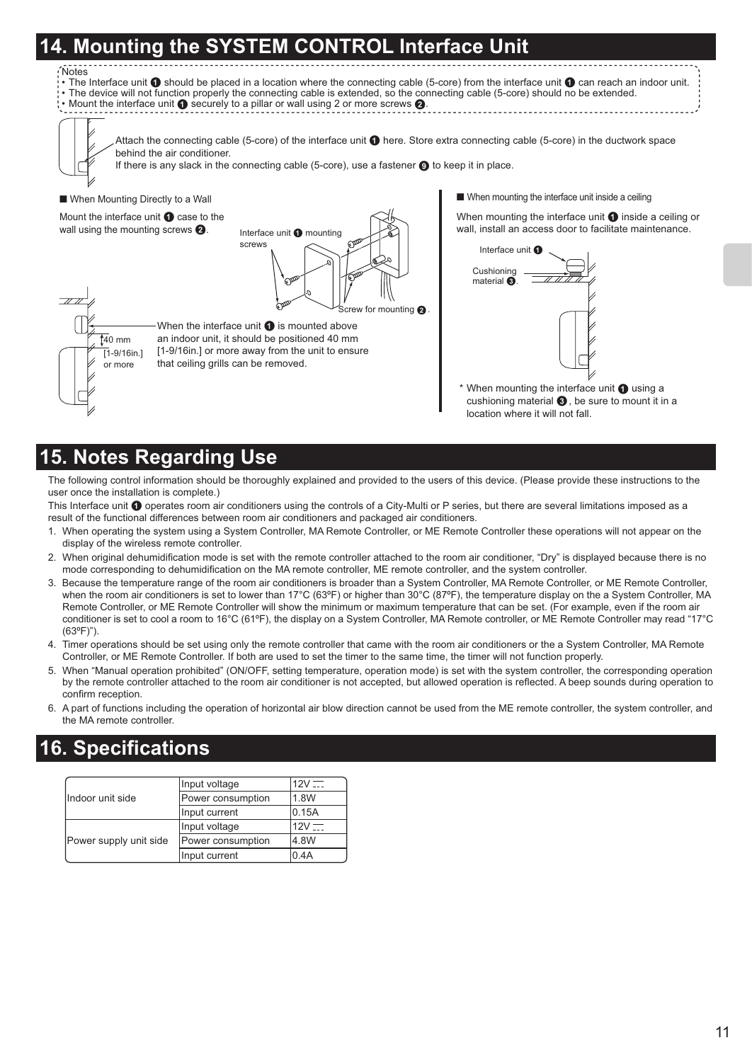## 14. Mounting the SYSTEM CONTROL Interface Unit

Notes

- The Interface unit ❶ should be placed in a location where the connecting cable (5-core) from the interface unit ❶ can reach an indoor unit.
- The device will not function properly the connecting cable is extended, so the connecting cable (5-core) should no be extended.
- Mount the interface unit ❶ securely to a pillar or wall using 2 or more screws ❷.

Attach the connecting cable (5-core) of the interface unit ❶ here. Store extra connecting cable (5-core) in the ductwork space behind the air conditioner.
If there is any slack in the connecting cable (5-core), use a fastener ❾ to keep it in place.

■ When Mounting Directly to a Wall

Mount the interface unit ❶ case to the wall using the mounting screws ❷.

Interface unit ❶ mounting screws

Screw for mounting ❷.

40 mm [1-9/16in.] or more

When the interface unit ❶ is mounted above an indoor unit, it should be positioned 40 mm [1-9/16in.] or more away from the unit to ensure that ceiling grills can be removed.

■ When mounting the interface unit inside a ceiling

When mounting the interface unit ❶ inside a ceiling or wall, install an access door to facilitate maintenance.

Interface unit ❶

Cushioning material ❸.

* When mounting the interface unit ❶ using a cushioning material ❸, be sure to mount it in a location where it will not fall.

## 15. Notes Regarding Use

The following control information should be thoroughly explained and provided to the users of this device. (Please provide these instructions to the user once the installation is complete.)

This Interface unit ❶ operates room air conditioners using the controls of a City-Multi or P series, but there are several limitations imposed as a result of the functional differences between room air conditioners and packaged air conditioners.

1. When operating the system using a System Controller, MA Remote Controller, or ME Remote Controller these operations will not appear on the display of the wireless remote controller.
2. When original dehumidification mode is set with the remote controller attached to the room air conditioner, “Dry” is displayed because there is no mode corresponding to dehumidification on the MA remote controller, ME remote controller, and the system controller.
3. Because the temperature range of the room air conditioners is broader than a System Controller, MA Remote Controller, or ME Remote Controller, when the room air conditioners is set to lower than 17°C (63ºF) or higher than 30°C (87ºF), the temperature display on a System Controller, MA Remote Controller, or ME Remote Controller will show the minimum or maximum temperature that can be set. (For example, even if the room air conditioner is set to cool a room to 16°C (61ºF), the display on a System Controller, MA Remote controller, or ME Remote Controller may read “17°C (63ºF)”).
4. Timer operations should be set using only the remote controller that came with the room air conditioners or the a System Controller, MA Remote Controller, or ME Remote Controller. If both are used to set the timer to the same time, the timer will not function properly.
5. When “Manual operation prohibited” (ON/OFF, setting temperature, operation mode) is set with the system controller, the corresponding operation by the remote controller attached to the room air conditioner is not accepted, but allowed operation is reflected. A beep sounds during operation to confirm reception.
6. A part of functions including the operation of horizontal air blow direction cannot be used from the ME remote controller, the system controller, and the MA remote controller.

## 16. Specifications

| | | |
|---|---|---|
| Indoor unit side | Input voltage | 12V ⎓ |
| | Power consumption | 1.8W |
| | Input current | 0.15A |
| Power supply unit side | Input voltage | 12V ⎓ |
| | Power consumption | 4.8W |
| | Input current | 0.4A |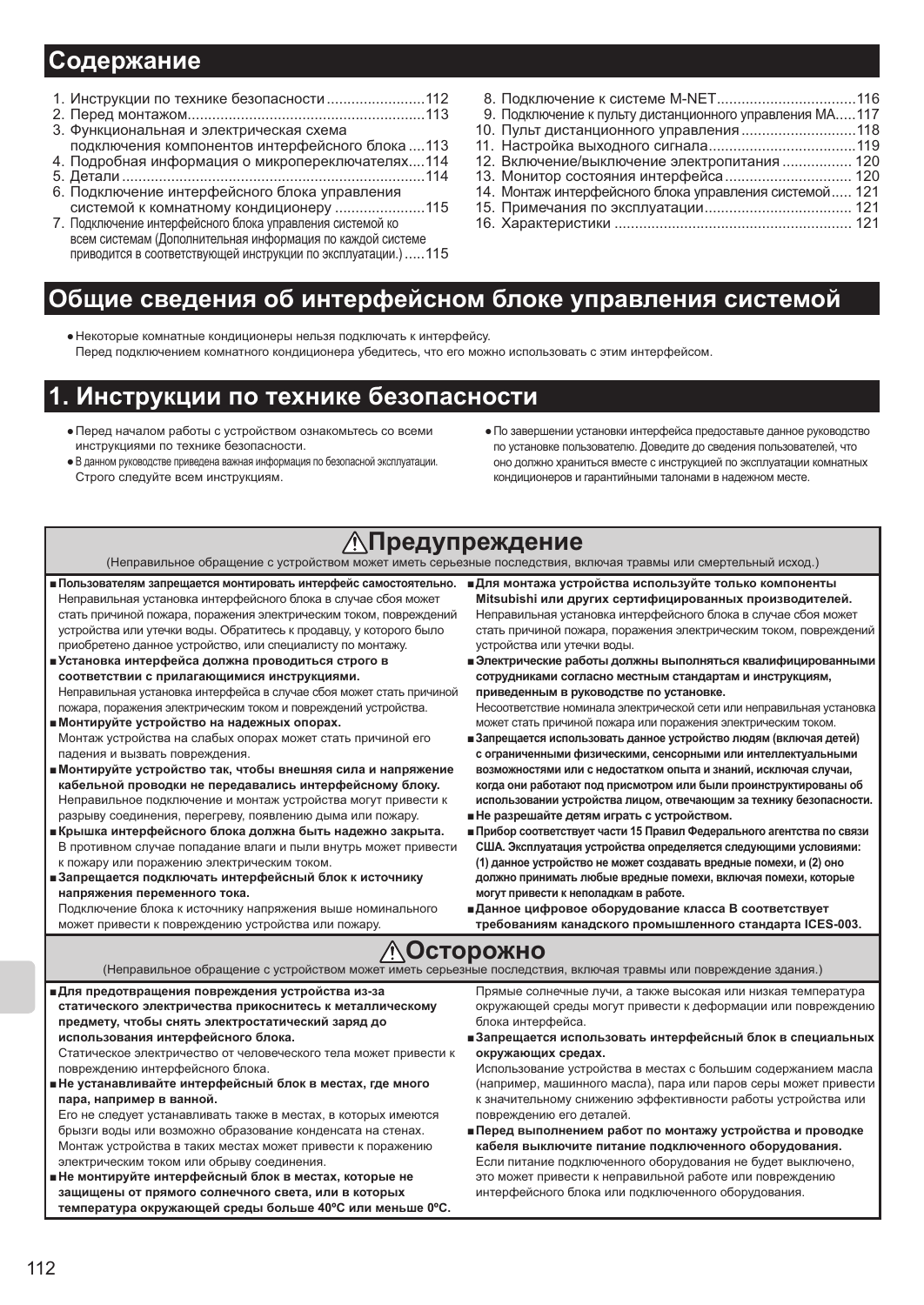## Содержание

1. Инструкции по технике безопасности........................112
2. Перед монтажом.........................................................113
3. Функциональная и электрическая схема подключения компонентов интерфейсного блока....113
4. Подробная информация о микропереключателях....114
5. Детали.........................................................................114
6. Подключение интерфейсного блока управления системой к комнатному кондиционеру ......................115
7. Подключение интерфейсного блока управления системой ко всем системам (Дополнительная информация по каждой системе приводится в соответствующей инструкции по эксплуатации.).....115
8. Подключение к системе M-NET.................................116
9. Подключение к пульту дистанционного управления MA.....117
10. Пульт дистанционного управления............................118
11. Настройка выходного сигнала...................................119
12. Включение/выключение электропитания ................. 120
13. Монитор состояния интерфейса .............................. 120
14. Монтаж интерфейсного блока управления системой..... 121
15. Примечания по эксплуатации................................... 121
16. Характеристики ......................................................... 121

## Общие сведения об интерфейсном блоке управления системой

- Некоторые комнатные кондиционеры нельзя подключать к интерфейсу. Перед подключением комнатного кондиционера убедитесь, что его можно использовать с этим интерфейсом.

## 1. Инструкции по технике безопасности

- Перед началом работы с устройством ознакомьтесь со всеми инструкциями по технике безопасности.
- В данном руководстве приведена важная информация по безопасной эксплуатации. Строго следуйте всем инструкциям.
- По завершении установки интерфейса предоставьте данное руководство по установке пользователю. Доведите до сведения пользователей, что оно должно храниться вместе с инструкцией по эксплуатации комнатных кондиционеров и гарантийными талонами в надежном месте.

### ⚠Предупреждение

(Неправильное обращение с устройством может иметь серьезные последствия, включая травмы или смертельный исход.)

- **Пользователям запрещается монтировать интерфейс самостоятельно.** Неправильная установка интерфейсного блока в случае сбоя может стать причиной пожара, поражения электрическим током, повреждений устройства или утечки воды. Обратитесь к продавцу, у которого было приобретено данное устройство, или специалисту по монтажу.
- **Установка интерфейса должна проводиться строго в соответствии с прилагающимися инструкциями.** Неправильная установка интерфейса в случае сбоя может стать причиной пожара, поражения электрическим током и повреждений устройства.
- **Монтируйте устройство на надежных опорах.** Монтаж устройства на слабых опорах может стать причиной его падения и вызвать повреждения.
- **Монтируйте устройство так, чтобы внешняя сила и напряжение кабельной проводки не передавались интерфейсному блоку.** Неправильное подключение и монтаж устройства могут привести к разрыву соединения, перегреву, появлению дыма или пожару.
- **Крышка интерфейсного блока должна быть надежно закрыта.** В противном случае попадание влаги и пыли внутрь может привести к пожару или поражению электрическим током.
- **Запрещается подключать интерфейсный блок к источнику напряжения переменного тока.** Подключение блока к источнику напряжения выше номинального может привести к повреждению устройства или пожару.
- **Для монтажа устройства используйте только компоненты Mitsubishi или других сертифицированных производителей.** Неправильная установка интерфейсного блока в случае сбоя может стать причиной пожара, поражения электрическим током, повреждений устройства или утечки воды.
- **Электрические работы должны выполняться квалифицированными сотрудниками согласно местным стандартам и инструкциям, приведенным в руководстве по установке.** Несоответствие номинала электрической сети или неправильная установка может стать причиной пожара или поражения электрическим током.
- **Запрещается использовать данное устройство людям (включая детей) с ограниченными физическими, сенсорными или интеллектуальными возможностями или с недостатком опыта и знаний, исключая случаи, когда они работают под присмотром или были проинструктированы об использовании устройства лицом, отвечающим за технику безопасности.**
- **Не разрешайте детям играть с устройством.**
- **Прибор соответствует части 15 Правил Федерального агентства по связи США. Эксплуатация устройства определяется следующими условиями: (1) данное устройство не может создавать вредные помехи, и (2) оно должно принимать любые вредные помехи, включая помехи, которые могут привести к неполадкам в работе.**
- **Данное цифровое оборудование класса B соответствует требованиям канадского промышленного стандарта ICES-003.**

### ⚠Осторожно

(Неправильное обращение с устройством может иметь серьезные последствия, включая травмы или повреждение здания.)

- **Для предотвращения повреждения устройства из-за статического электричества прикоснитесь к металлическому предмету, чтобы снять электростатический заряд до использования интерфейсного блока.** Статическое электричество от человеческого тела может привести к повреждению интерфейсного блока.
- **Не устанавливайте интерфейсный блок в местах, где много пара, например в ванной.** Его не следует устанавливать также в местах, в которых имеются брызги воды или возможно образование конденсата на стенах. Монтаж устройства в таких местах может привести к поражению электрическим током или обрыву соединения.
- **Не монтируйте интерфейсный блок в местах, которые не защищены от прямого солнечного света, или в которых температура окружающей среды больше 40ºC или меньше 0ºC.** Прямые солнечные лучи, а также высокая или низкая температура окружающей среды могут привести к деформации или повреждению блока интерфейса.
- **Запрещается использовать интерфейсный блок в специальных окружающих средах.** Использование устройства в местах с большим содержанием масла (например, машинного масла), пара или паров серы может привести к значительному снижению эффективности работы устройства или повреждению его деталей.
- **Перед выполнением работ по монтажу устройства и проводке кабеля выключите питание подключенного оборудования.** Если питание подключенного оборудования не будет выключено, это может привести к неправильной работе или повреждению интерфейсного блока или подключенного оборудования.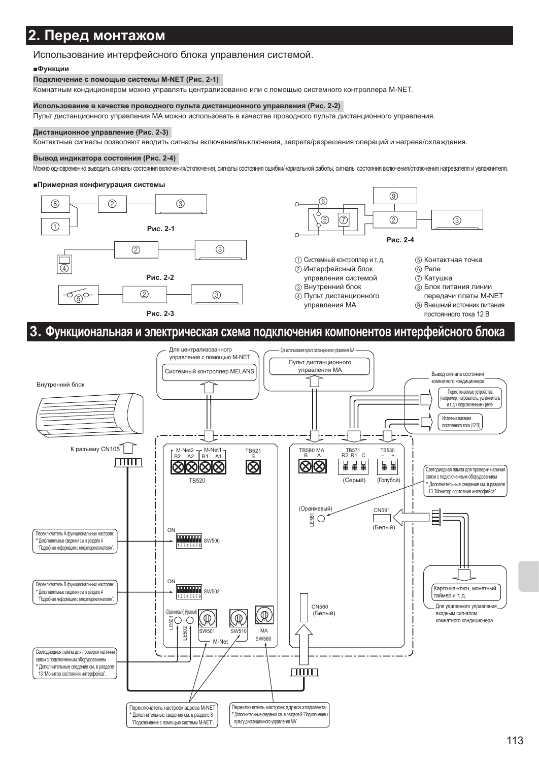## 2. Перед монтажом

Использование интерфейсного блока управления системой.

**■Функции**

**Подключение с помощью системы M-NET (Рис. 2-1)**

Комнатным кондиционером можно управлять централизованно или с помощью системного контроллера M-NET.

**Использование в качестве проводного пульта дистанционного управления (Рис. 2-2)**

Пульт дистанционного управления MA можно использовать в качестве проводного пульта дистанционного управления.

**Дистанционное управление (Рис. 2-3)**

Контактные сигналы позволяют вводить сигналы включения/выключения, запрета/разрешения операций и нагрева/охлаждения.

**Вывод индикатора состояния (Рис. 2-4)**

Можно одновременно выводить сигналы состояния включения/отключения, сигналы состояния ошибки/нормальной работы, сигналы состояния включения/отключения нагревателя и увлажнителя.

**■Примерная конфигурация системы**

Рис. 2-1

Рис. 2-2

Рис. 2-3

Рис. 2-4

① Системный контроллер и т. д.
② Интерфейсный блок управления системой
③ Внутренний блок
④ Пульт дистанционного управления MA
⑤ Контактная точка
⑥ Реле
⑦ Катушка
⑧ Блок питания линии передачи платы M-NET
⑨ Внешний источник питания постоянного тока 12 В

## 3. Функциональная и электрическая схема подключения компонентов интерфейсного блока

Для централизованного управления с помощью M-NET

Системный контроллер MELANS

Для использования пульта дистанционного управления MA

Пульт дистанционного управления MA

Вывод сигнала состояния комнатного кондиционера

Переключаемые устройства (например, нагреватель, увлажнитель и т. д.), подключенные к реле.

Источник питания постоянного тока (12 В)

Внутренний блок

К разъему CN105

M-Net2 B2 A2 | M-Net1 B1 A1 | TB520

TB521 S

TB580 MA B A

TB571 R2 R1 C (Серый)

TB530 – + (Голубой)

Светодиодная лампа для проверки наличия связи с подключенным оборудованием
* Дополнительные сведения см. в разделе 13 "Монитор состояния интерфейса".

(Оранжевый) LE581

CN591 (Белый)

Переключатель A функциональных настроек
* Дополнительные сведения см. в разделе 4 "Подробная информация о микропереключателях".

ON SW500

Переключатель B функциональных настроек
* Дополнительные сведения см. в разделе 4 "Подробная информация о микропереключателях".

ON SW502

(Оранжевый) (Красный) LE501 LE502

SW501 SW510 M-Net

MA SW580

CN560 (Белый)

Карточка-ключ, монетный таймер и т. д.

Для удаленного управления входным сигналом комнатного кондиционера

Светодиодная лампа для проверки наличия связи с подключенным оборудованием
* Дополнительные сведения см. в разделе 13 "Монитор состояния интерфейса".

Переключатель настроек адреса M-NET
* Дополнительные сведения см. в разделе 8 "Подключение с помощью системы M-NET".

Переключатель настроек адреса хладагента
* Дополнительные сведения см. в разделе 9 "Подключение к пульту дистанционного управления MA".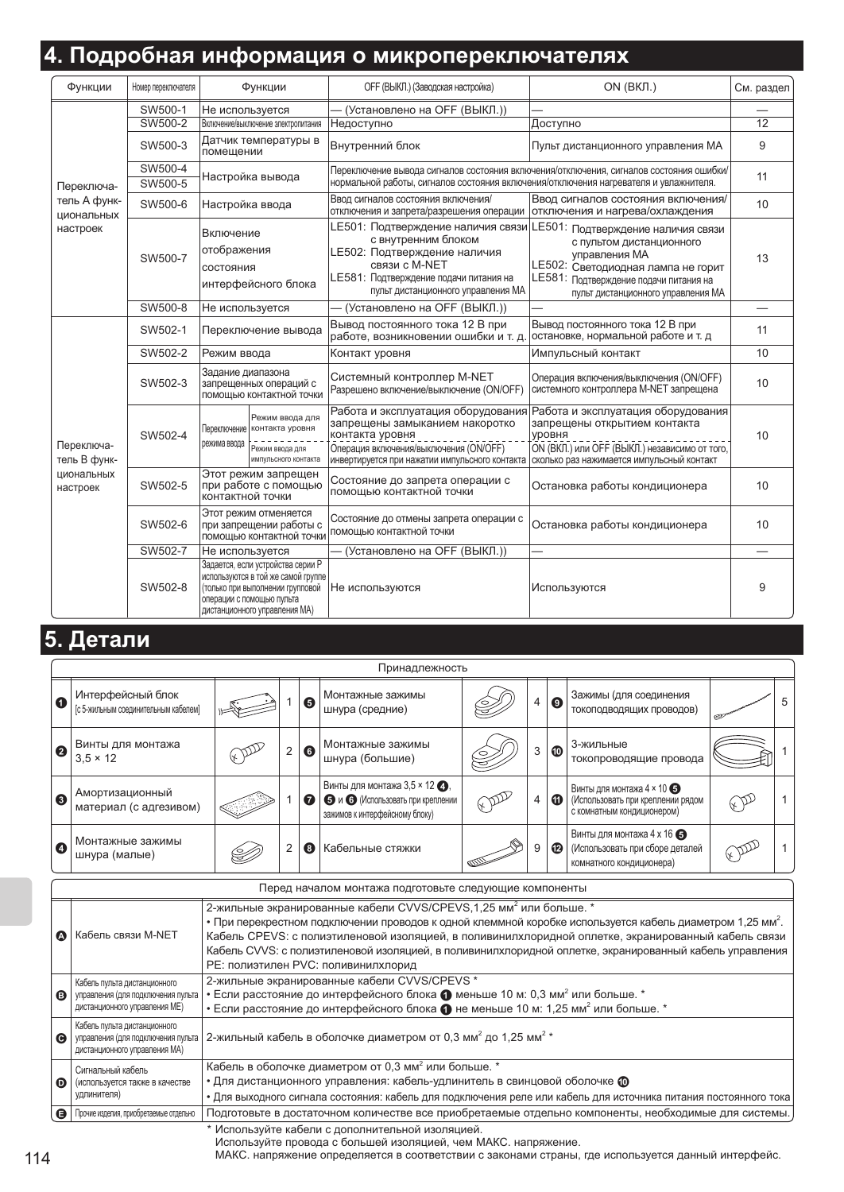# 4. Подробная информация о микропереключателях

| Функции | Номер переключателя | Функции | OFF (ВЫКЛ.) (Заводская настройка) | ON (ВКЛ.) | См. раздел |
|---|---|---|---|---|---|
| Переключатель А функциональных настроек | SW500-1 | Не используется | — (Установлено на OFF (ВЫКЛ.)) | — | — |
| | SW500-2 | Включение/выключение электропитания | Недоступно | Доступно | 12 |
| | SW500-3 | Датчик температуры в помещении | Внутренний блок | Пульт дистанционного управления MA | 9 |
| | SW500-4 | Настройка вывода | Переключение вывода сигналов состояния включения/отключения, сигналов состояния ошибки/нормальной работы, сигналов состояния включения/отключения нагревателя и увлажнителя. | | 11 |
| | SW500-5 | | | | |
| | SW500-6 | Настройка ввода | Ввод сигналов состояния включения/отключения и запрета/разрешения операции | Ввод сигналов состояния включения/отключения и нагрева/охлаждения | 10 |
| | SW500-7 | Включение отображения состояния интерфейсного блока | LE501: Подтверждение наличия связи с внутренним блоком<br>LE502: Подтверждение наличия связи с M-NET<br>LE581: Подтверждение подачи питания на пульт дистанционного управления MA | LE501: Подтверждение наличия связи с пультом дистанционного управления MA<br>LE502: Светодиодная лампа не горит<br>LE581: Подтверждение подачи питания на пульт дистанционного управления MA | 13 |
| | SW500-8 | Не используется | — (Установлено на OFF (ВЫКЛ.)) | — | — |
| Переключатель B функциональных настроек | SW502-1 | Переключение вывода | Вывод постоянного тока 12 В при работе, возникновении ошибки и т. д. | Вывод постоянного тока 12 В при остановке, нормальной работе и т. д | 11 |
| | SW502-2 | Режим ввода | Контакт уровня | Импульсный контакт | 10 |
| | SW502-3 | Задание диапазона запрещенных операций с помощью контактной точки | Системный контроллер M-NET<br>Разрешено включение/выключение (ON/OFF) | Операция включения/выключения (ON/OFF) системного контроллера M-NET запрещена | 10 |
| | SW502-4 | Переключение режима ввода: Режим ввода для контакта уровня | Работа и эксплуатация оборудования запрещены замыканием накоротко контакта уровня | Работа и эксплуатация оборудования запрещены открытием контакта уровня | 10 |
| | | Переключение режима ввода: Режим ввода для импульсного контакта | Операция включения/выключения (ON/OFF) инвертируется при нажатии импульсного контакта | ON (ВКЛ.) или OFF (ВЫКЛ.) независимо от того, сколько раз нажимается импульсный контакт | |
| | SW502-5 | Этот режим запрещен при работе с помощью контактной точки | Состояние до запрета операции с помощью контактной точки | Остановка работы кондиционера | 10 |
| | SW502-6 | Этот режим отменяется при запрещении работы с помощью контактной точки | Состояние до отмены запрета операции с помощью контактной точки | Остановка работы кондиционера | 10 |
| | SW502-7 | Не используется | — (Установлено на OFF (ВЫКЛ.)) | — | — |
| | SW502-8 | Задается, если устройства серии P используются в той же самой группе (только при выполнении групповой операции с помощью пульта дистанционного управления MA) | Не используются | Используются | 9 |

# 5. Детали

| Принадлежность | | | | | | | | |
|---|---|---|---|---|---|---|---|---|
| ❶ Интерфейсный блок [с 5-жильным соединительным кабелем] | 1 | ❺ Монтажные зажимы шнура (средние) | 4 | ❾ Зажимы (для соединения токоподводящих проводов) | 5 |
| ❷ Винты для монтажа 3,5 × 12 | 2 | ❻ Монтажные зажимы шнура (большие) | 3 | ❿ 3-жильные токопроводящие провода | 1 |
| ❸ Амортизационный материал (с адгезивом) | 1 | ❼ Винты для монтажа 3,5 × 12 ❹, ❺ и ❻ (Использовать при креплении зажимов к интерфейсному блоку) | 4 | ⓫ Винты для монтажа 4 × 10 ❺ (Использовать при креплении рядом с комнатным кондиционером) | 1 |
| ❹ Монтажные зажимы шнура (малые) | 2 | ❽ Кабельные стяжки | 9 | ⓬ Винты для монтажа 4 x 16 ❺ (Использовать при сборе деталей комнатного кондиционера) | 1 |

| Перед началом монтажа подготовьте следующие компоненты | |
|---|---|
| Ⓐ Кабель связи M-NET | 2-жильные экранированные кабели CVVS/CPEVS,1,25 мм$^2$ или больше. *<br>• При перекрестном подключении проводов к одной клеммной коробке используется кабель диаметром 1,25 мм$^2$.<br>Кабель CPEVS: с полиэтиленовой изоляцией, в поливинилхлоридной оплетке, экранированный кабель связи<br>Кабель CVVS: с полиэтиленовой изоляцией, в поливинилхлоридной оплетке, экранированный кабель управления<br>PE: полиэтилен PVC: поливинилхлорид |
| Ⓑ Кабель пульта дистанционного управления (для подключения пульта дистанционного управления ME) | 2-жильные экранированные кабели CVVS/CPEVS *<br>• Если расстояние до интерфейсного блока ❶ меньше 10 м: 0,3 мм$^2$ или больше. *<br>• Если расстояние до интерфейсного блока ❶ не меньше 10 м: 1,25 мм$^2$ или больше. * |
| Ⓒ Кабель пульта дистанционного управления (для подключения пульта дистанционного управления MA) | 2-жильный кабель в оболочке диаметром от 0,3 мм$^2$ до 1,25 мм$^2$ * |
| Ⓓ Сигнальный кабель (используется также в качестве удлинителя) | Кабель в оболочке диаметром от 0,3 мм$^2$ или больше. *<br>• Для дистанционного управления: кабель-удлинитель в свинцовой оболочке ❿<br>• Для выходного сигнала состояния: кабель для подключения реле или кабель для источника питания постоянного тока |
| Ⓔ Прочие изделия, приобретаемые отдельно | Подготовьте в достаточном количестве все приобретаемые отдельно компоненты, необходимые для системы. |

\* Используйте кабели с дополнительной изоляцией.
Используйте провода с большей изоляцией, чем МАКС. напряжение.
МАКС. напряжение определяется в соответствии с законами страны, где используется данный интерфейс.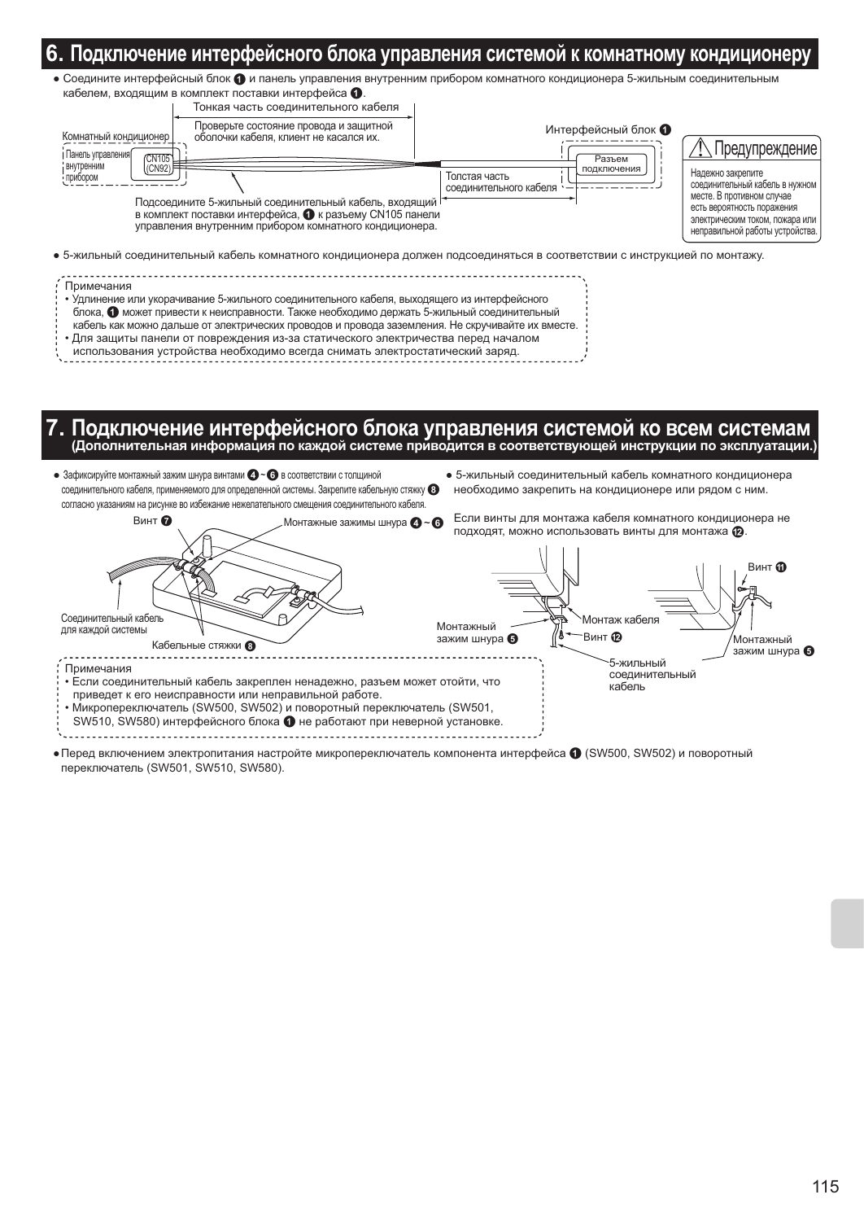## 6. Подключение интерфейсного блока управления системой к комнатному кондиционеру

- Соедините интерфейсный блок ❶ и панель управления внутренним прибором комнатного кондиционера 5-жильным соединительным кабелем, входящим в комплект поставки интерфейса ❶.

Тонкая часть соединительного кабеля

Проверьте состояние провода и защитной оболочки кабеля, клиент не касался их.

Комнатный кондиционер

Панель управления внутренним прибором

CN105 (CN92)

Интерфейсный блок ❶

Разъем подключения

Толстая часть соединительного кабеля

Подсоедините 5-жильный соединительный кабель, входящий в комплект поставки интерфейса, ❶ к разъему CN105 панели управления внутренним прибором комнатного кондиционера.

**⚠ Предупреждение**

Надежно закрепите соединительный кабель в нужном месте. В противном случае есть вероятность поражения электрическим током, пожара или неправильной работы устройства.

- 5-жильный соединительный кабель комнатного кондиционера должен подсоединяться в соответствии с инструкцией по монтажу.

Примечания
- Удлинение или укорачивание 5-жильного соединительного кабеля, выходящего из интерфейсного блока, ❶ может привести к неисправности. Также необходимо держать 5-жильный соединительный кабель как можно дальше от электрических проводов и провода заземления. Не скручивайте их вместе.
- Для защиты панели от повреждения из-за статического электричества перед началом использования устройства необходимо всегда снимать электростатический заряд.

## 7. Подключение интерфейсного блока управления системой ко всем системам
**(Дополнительная информация по каждой системе приводится в соответствующей инструкции по эксплуатации.)**

- Зафиксируйте монтажный зажим шнура винтами ❹ ~ ❻ в соответствии с толщиной соединительного кабеля, применяемого для определенной системы. Закрепите кабельную стяжку ❽ согласно указаниям на рисунке во избежание нежелательного смещения соединительного кабеля.

Винт ❼

Монтажные зажимы шнура ❹ ~ ❻

Соединительный кабель для каждой системы

Кабельные стяжки ❽

Примечания
- Если соединительный кабель закреплен ненадежно, разъем может отойти, что приведет к его неисправности или неправильной работе.
- Микропереключатель (SW500, SW502) и поворотный переключатель (SW501, SW510, SW580) интерфейсного блока ❶ не работают при неверной установке.

- 5-жильный соединительный кабель комнатного кондиционера необходимо закрепить на кондиционере или рядом с ним.

Если винты для монтажа кабеля комнатного кондиционера не подходят, можно использовать винты для монтажа ⓬.

Монтажный зажим шнура ❺

Монтаж кабеля

Винт ⓬

5-жильный соединительный кабель

Винт ⓫

Монтажный зажим шнура ❺

- Перед включением электропитания настройте микропереключатель компонента интерфейса ❶ (SW500, SW502) и поворотный переключатель (SW501, SW510, SW580).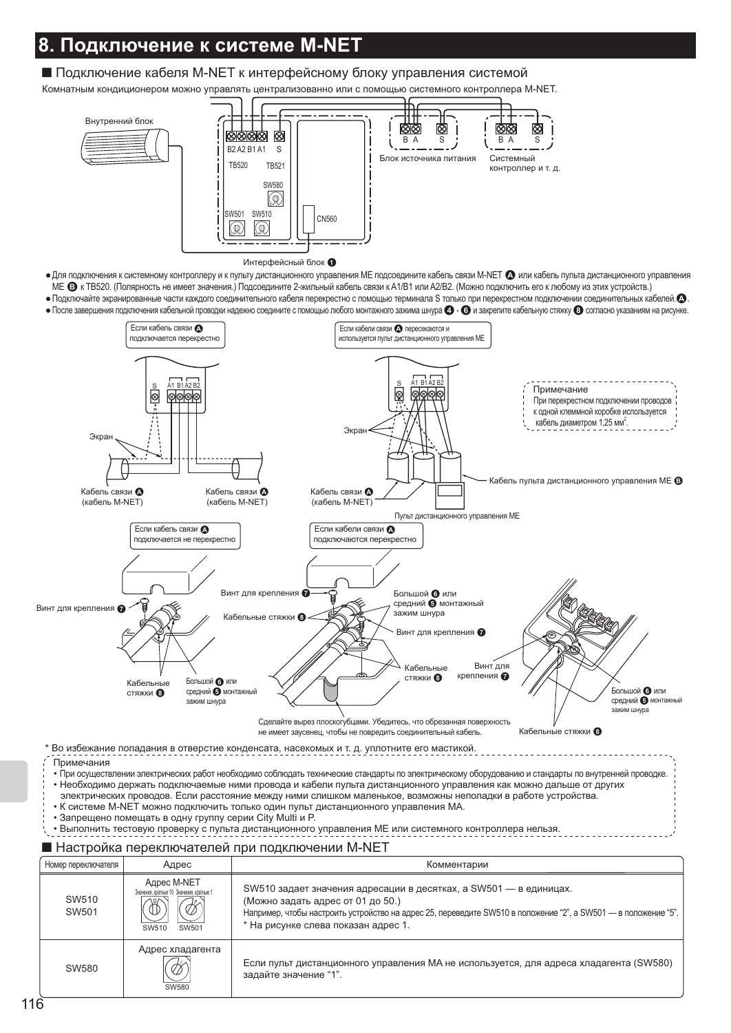# 8. Подключение к системе M-NET

■ Подключение кабеля M-NET к интерфейсному блоку управления системой

Комнатным кондиционером можно управлять централизованно или с помощью системного контроллера M-NET.

Внутренний блок

B2 A2 B1 A1 S

TB520 TB521

SW580

SW501 SW510

CN560

Блок источника питания

Системный контроллер и т. д.

Интерфейсный блок ❶

- Для подключения к системному контроллеру и к пульту дистанционного управления ME подсоедините кабель связи M-NET Ⓐ или кабель пульта дистанционного управления ME Ⓑ к TB520. (Полярность не имеет значения.) Подсоедините 2-жильный кабель связи к A1/B1 или A2/B2. (Можно подключить его к любому из этих устройств.)
- Подключайте экранированные части каждого соединительного кабеля перекрестно с помощью терминала S только при перекрестном подключении соединительных кабелей. Ⓐ.
- После завершения подключения кабельной проводки надежно соедините с помощью любого монтажного зажима шнура ❹ - ❻ и закрепите кабельную стяжку ❽ согласно указаниям на рисунке.

Если кабель связи Ⓐ подключается перекрестно

Экран

Кабель связи Ⓐ (кабель M-NET)

Кабель связи Ⓐ (кабель M-NET)

Если кабели связи Ⓐ пересекаются и используется пульт дистанционного управления ME

Экран

Кабель связи Ⓐ (кабель M-NET)

Кабель пульта дистанционного управления ME Ⓑ

Пульт дистанционного управления ME

Примечание
При перекрестном подключении проводов к одной клеммной коробке используется кабель диаметром 1,25 мм².

Если кабель связи Ⓐ подключается не перекрестно

Винт для крепления ❼

Кабельные стяжки ❽

Большой ❻ или средний ❺ монтажный зажим шнура

Если кабели связи Ⓐ подключаются перекрестно

Винт для крепления ❼

Кабельные стяжки ❽

Большой ❻ или средний ❺ монтажный зажим шнура

Винт для крепления ❼

Кабельные стяжки ❽

Сделайте вырез плоскогубцами. Убедитесь, что обрезанная поверхность не имеет заусенец, чтобы не повредить соединительный кабель.

Винт для крепления ❼

Большой ❻ или средний ❺ монтажный зажим шнура

Кабельные стяжки ❽

* Во избежание попадания в отверстие конденсата, насекомых и т. д. уплотните его мастикой.

Примечания
- При осуществлении электрических работ необходимо соблюдать технические стандарты по электрическому оборудованию и стандарты по внутренней проводке.
- Необходимо держать подключаемые ними провода и кабели пульта дистанционного управления как можно дальше от других электрических проводов. Если расстояние между ними слишком маленькое, возможны неполадки в работе устройства.
- К системе M-NET можно подключить только один пульт дистанционного управления MA.
- Запрещено помещать в одну группу серии City Multi и P.
- Выполнить тестовую проверку с пульта дистанционного управления ME или системного контроллера нельзя.

■ Настройка переключателей при подключении M-NET

| Номер переключателя | Адрес | Комментарии |
|---|---|---|
| SW510 SW501 | Адрес M-NET (Значения, кратные 10 — SW510; Значения, кратные 1 — SW501) | SW510 задает значения адресации в десятках, а SW501 — в единицах. (Можно задать адрес от 01 до 50.) Например, чтобы настроить устройство на адрес 25, переведите SW510 в положение "2", а SW501 — в положение "5". * На рисунке слева показан адрес 1. |
| SW580 | Адрес хладагента (SW580) | Если пульт дистанционного управления MA не используется, для адреса хладагента (SW580) задайте значение "1". |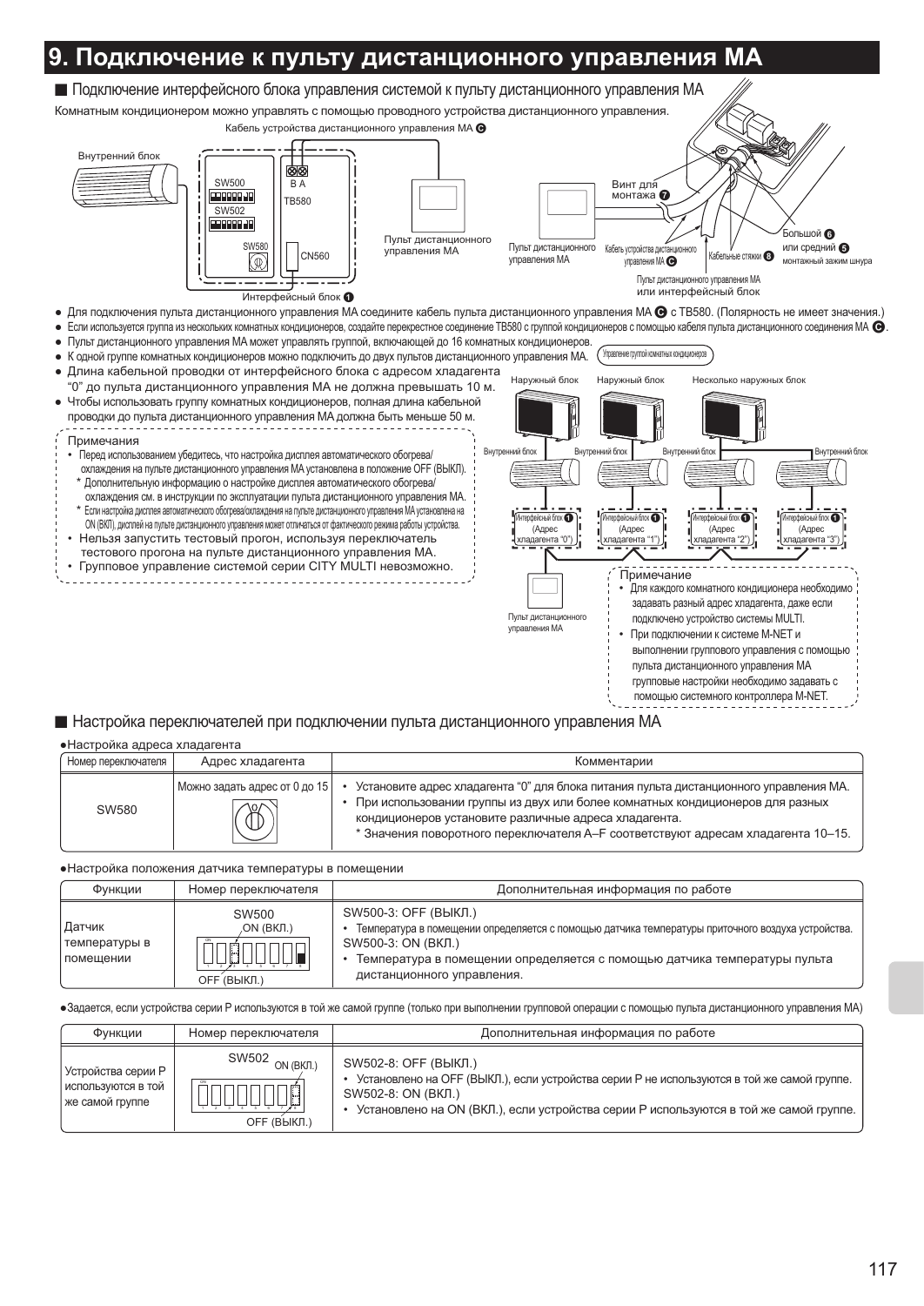# 9. Подключение к пульту дистанционного управления MA

## ■ Подключение интерфейсного блока управления системой к пульту дистанционного управления MA

Комнатным кондиционером можно управлять с помощью проводного устройства дистанционного управления.

Кабель устройства дистанционного управления MA Ⓒ

Внутренний блок

SW500

SW502

SW580

B A

TB580

CN560

Интерфейсный блок ❶

Пульт дистанционного управления MA

Винт для монтажа ❼

Пульт дистанционного управления MA

Кабель устройства дистанционного управления MA Ⓒ

Кабельные стяжки ❽

Большой ❻ или средний ❺ монтажный зажим шнура

Пульт дистанционного управления MA или интерфейсный блок

- Для подключения пульта дистанционного управления MA соедините кабель пульта дистанционного управления MA Ⓒ с TB580. (Полярность не имеет значения.)
- Если используется группа из нескольких комнатных кондиционеров, создайте перекрестное соединение TB580 с группой кондиционеров с помощью кабеля пульта дистанционного соединения MA Ⓒ.
- Пульт дистанционного управления MA может управлять группой, включающей до 16 комнатных кондиционеров.
- К одной группе комнатных кондиционеров можно подключить до двух пультов дистанционного управления MA.
- Длина кабельной проводки от интерфейсного блока с адресом хладагента "0" до пульта дистанционного управления MA не должна превышать 10 м.
- Чтобы использовать группу комнатных кондиционеров, полная длина кабельной проводки до пульта дистанционного управления MA должна быть меньше 50 м.

Примечания
- Перед использованием убедитесь, что настройка дисплея автоматического обогрева/охлаждения на пульте дистанционного управления MA установлена в положение OFF (ВЫКЛ).
  - \* Дополнительную информацию о настройке дисплея автоматического обогрева/охлаждения см. в инструкции по эксплуатации пульта дистанционного управления MA.
  - \* Если настройка дисплея автоматического обогрева/охлаждения на пульте дистанционного управления MA установлена на ON (ВКЛ), дисплей на пульте дистанционного управления может отличаться от фактического режима работы устройства.
- Нельзя запустить тестовый прогон, используя переключатель тестового прогона на пульте дистанционного управления MA.
- Групповое управление системой серии CITY MULTI невозможно.

Управление группой комнатных кондиционеров

Наружный блок | Наружный блок | Несколько наружных блок

Внутренний блок | Внутренний блок | Внутренний блок | Внутренний блок

Интерфейсный блок ❶ (Адрес хладагента "0") | Интерфейсный блок ❶ (Адрес хладагента "1") | Интерфейсный блок ❶ (Адрес хладагента "2") | Интерфейсный блок ❶ (Адрес хладагента "3")

Пульт дистанционного управления MA

Примечание
- Для каждого комнатного кондиционера необходимо задавать разный адрес хладагента, даже если подключено устройство системы MULTI.
- При подключении к системе M-NET и выполнении группового управления с помощью пульта дистанционного управления MA групповые настройки необходимо задавать с помощью системного контроллера M-NET.

## ■ Настройка переключателей при подключении пульта дистанционного управления MA

●Настройка адреса хладагента

| Номер переключателя | Адрес хладагента | Комментарии |
|---|---|---|
| SW580 | Можно задать адрес от 0 до 15 | • Установите адрес хладагента "0" для блока питания пульта дистанционного управления MA.<br>• При использовании группы из двух или более комнатных кондиционеров для разных кондиционеров установите различные адреса хладагента.<br>\* Значения поворотного переключателя A–F соответствуют адресам хладагента 10–15. |

●Настройка положения датчика температуры в помещении

| Функции | Номер переключателя | Дополнительная информация по работе |
|---|---|---|
| Датчик температуры в помещении | SW500<br>ON (ВКЛ.)<br>OFF (ВЫКЛ.) | SW500-3: OFF (ВЫКЛ.)<br>• Температура в помещении определяется с помощью датчика температуры приточного воздуха устройства.<br>SW500-3: ON (ВКЛ.)<br>• Температура в помещении определяется с помощью датчика температуры пульта дистанционного управления. |

●Задается, если устройства серии P используются в той же самой группе (только при выполнении групповой операции с помощью пульта дистанционного управления MA)

| Функции | Номер переключателя | Дополнительная информация по работе |
|---|---|---|
| Устройства серии P используются в той же самой группе | SW502<br>ON (ВКЛ.)<br>OFF (ВЫКЛ.) | SW502-8: OFF (ВЫКЛ.)<br>• Установлено на OFF (ВЫКЛ.), если устройства серии P не используются в той же самой группе.<br>SW502-8: ON (ВКЛ.)<br>• Установлено на ON (ВКЛ.), если устройства серии P используются в той же самой группе. |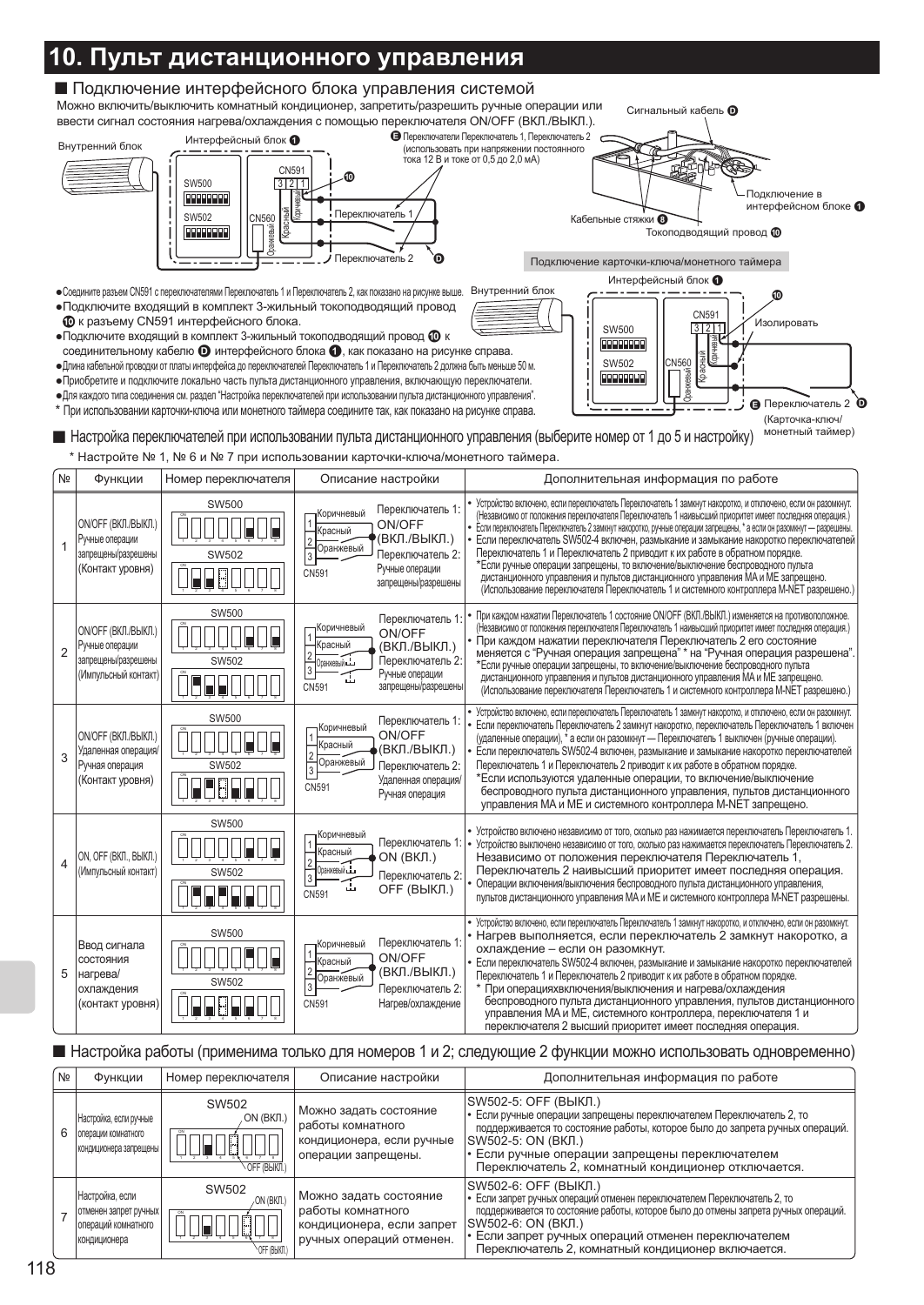# 10. Пульт дистанционного управления

## ■ Подключение интерфейсного блока управления системой

Можно включить/выключить комнатный кондиционер, запретить/разрешить ручные операции или ввести сигнал состояния нагрева/охлаждения с помощью переключателя ON/OFF (ВКЛ./ВЫКЛ.).

Внутренний блок

Интерфейсный блок ❶

SW500

SW502

CN560

CN591

3 2 1

Оранжевый

Красный

Коричневый

❿

Переключатель 1

Переключатель 2

Ⓓ

Ⓔ Переключатели Переключатель 1, Переключатель 2 (использовать при напряжении постоянного тока 12 В и токе от 0,5 до 2,0 мА)

Сигнальный кабель Ⓓ

Подключение в интерфейсном блоке ❶

Кабельные стяжки ❽

Токоподводящий провод ❿

Подключение карточки-ключа/монетного таймера

Внутренний блок

Интерфейсный блок ❶

Изолировать

Ⓔ Переключатель 2 Ⓓ (Карточка-ключ/монетный таймер)

- Соедините разъем CN591 с переключателями Переключатель 1 и Переключатель 2, как показано на рисунке выше.
- Подключите входящий в комплект 3-жильный токоподводящий провод ❿ к разъему CN591 интерфейсного блока.
- Подключите входящий в комплект 3-жильный токоподводящий провод ❿ к соединительному кабелю Ⓓ интерфейсного блока ❶, как показано на рисунке справа.
- Длина кабельной проводки от платы интерфейса до переключателей Переключатель 1 и Переключатель 2 должна быть меньше 50 м.
- Приобретите и подключите локально часть пульта дистанционного управления, включающую переключатели.
- Для каждого типа соединения см. раздел "Настройка переключателей при использовании пульта дистанционного управления".

\* При использовании карточки-ключа или монетного таймера соедините так, как показано на рисунке справа.

## ■ Настройка переключателей при использовании пульта дистанционного управления (выберите номер от 1 до 5 и настройку)

\* Настройте № 1, № 6 и № 7 при использовании карточки-ключа/монетного таймера.

| № | Функции | Номер переключателя | Описание настройки | Дополнительная информация по работе |
|---|---|---|---|---|
| 1 | ON/OFF (ВКЛ./ВЫКЛ.) Ручные операции запрещены/разрешены (Контакт уровня) | SW500 SW502 | Коричневый 1, Красный 2, Оранжевый 3, CN591. Переключатель 1: ON/OFF (ВКЛ./ВЫКЛ.) Переключатель 2: Ручные операции запрещены/разрешены | • Устройство включено, если переключатель Переключатель 1 замкнут накоротко, и отключено, если он разомкнут. (Независимо от положения переключателя Переключатель 1 наивысший приоритет имеет последняя операция.) • Если переключатель Переключатель 2 замкнут накоротко, ручные операции запрещены, \* а если он разомкнут — разрешены. • Если переключатель SW502-4 включен, размыкание и замыкание накоротко переключателей Переключатель 1 и Переключатель 2 приводит к их работе в обратном порядке. \*Если ручные операции запрещены, то включение/выключение беспроводного пульта дистанционного управления и пультов дистанционного управления MA и ME запрещено. (Использование переключателя Переключатель 1 и системного контроллера M-NET разрешено.) |
| 2 | ON/OFF (ВКЛ./ВЫКЛ.) Ручные операции запрещены/разрешены (Импульсный контакт) | SW500 SW502 | Коричневый 1, Красный 2, Оранжевый 3, CN591. Переключатель 1: ON/OFF (ВКЛ./ВЫКЛ.) Переключатель 2: Ручные операции запрещены/разрешены | • При каждом нажатии Переключатель 1 состояние ON/OFF (ВКЛ./ВЫКЛ.) изменяется на противоположное. (Независимо от положения переключателя Переключатель 1 наивысший приоритет имеет последняя операция.) • При каждом нажатии переключателя Переключатель 2 его состояние меняется с "Ручная операция запрещена" \* на "Ручная операция разрешена". \*Если ручные операции запрещены, то включение/выключение беспроводного пульта дистанционного управления и пультов дистанционного управления MA и ME запрещено. (Использование переключателя Переключатель 1 и системного контроллера M-NET разрешено.) |
| 3 | ON/OFF (ВКЛ./ВЫКЛ.) Удаленная операция/Ручная операция (Контакт уровня) | SW500 SW502 | Коричневый 1, Красный 2, Оранжевый 3, CN591. Переключатель 1: ON/OFF (ВКЛ./ВЫКЛ.) Переключатель 2: Удаленная операция/Ручная операция | • Устройство включено, если переключатель Переключатель 1 замкнут накоротко, и отключено, если он разомкнут. • Если переключатель Переключатель 2 замкнут накоротко, переключатель Переключатель 1 включен (удаленные операции), \* а если он разомкнут — Переключатель 1 выключен (ручные операции). • Если переключатель SW502-4 включен, размыкание и замыкание накоротко переключателей Переключатель 1 и Переключатель 2 приводит к их работе в обратном порядке. \*Если используются удаленные операции, то включение/выключение беспроводного пульта дистанционного управления, пультов дистанционного управления MA и ME и системного контроллера M-NET запрещено. |
| 4 | ON, OFF (ВКЛ., ВЫКЛ.) (Импульсный контакт) | SW500 SW502 | Коричневый 1, Красный 2, Оранжевый 3, CN591. Переключатель 1: ON (ВКЛ.) Переключатель 2: OFF (ВЫКЛ.) | • Устройство включено независимо от того, сколько раз нажимается переключатель Переключатель 1. • Устройство выключено независимо от того, сколько раз нажимается переключатель Переключатель 2. Независимо от положения переключателя Переключатель 1, Переключатель 2 наивысший приоритет имеет последняя операция. • Операции включения/выключения беспроводного пульта дистанционного управления, пультов дистанционного управления MA и ME и системного контроллера M-NET разрешены. |
| 5 | Ввод сигнала состояния нагрева/охлаждения (контакт уровня) | SW500 SW502 | Коричневый 1, Красный 2, Оранжевый 3, CN591. Переключатель 1: ON/OFF (ВКЛ./ВЫКЛ.) Переключатель 2: Нагрев/охлаждение | • Устройство включено, если переключатель Переключатель 1 замкнут накоротко, и отключено, если он разомкнут. • Нагрев выполняется, если переключатель 2 замкнут накоротко, а охлаждение – если он разомкнут. • Если переключатель SW502-4 включен, размыкание и замыкание накоротко переключателей Переключатель 1 и Переключатель 2 приводит к их работе в обратном порядке. \* При операцияхвключения/выключения и нагрева/охлаждения беспроводного пульта дистанционного управления, пультов дистанционного управления MA и ME, системного контроллера, переключателя 1 и переключателя 2 высший приоритет имеет последняя операция. |

## ■ Настройка работы (применима только для номеров 1 и 2; следующие 2 функции можно использовать одновременно)

| № | Функции | Номер переключателя | Описание настройки | Дополнительная информация по работе |
|---|---|---|---|---|
| 6 | Настройка, если ручные операции комнатного кондиционера запрещены | SW502 ON (ВКЛ.) OFF (ВЫКЛ.) | Можно задать состояние работы комнатного кондиционера, если ручные операции запрещены. | SW502-5: OFF (ВЫКЛ.) • Если ручные операции запрещены переключателем Переключатель 2, то поддерживается то состояние работы, которое было до запрета ручных операций. SW502-5: ON (ВКЛ.) • Если ручные операции запрещены переключателем Переключатель 2, комнатный кондиционер отключается. |
| 7 | Настройка, если отменен запрет ручных операций комнатного кондиционера | SW502 ON (ВКЛ.) OFF (ВЫКЛ.) | Можно задать состояние работы комнатного кондиционера, если запрет ручных операций отменен. | SW502-6: OFF (ВЫКЛ.) • Если запрет ручных операций отменен переключателем Переключатель 2, то поддерживается то состояние работы, которое было до отмены запрета ручных операций. SW502-6: ON (ВКЛ.) • Если запрет ручных операций отменен переключателем Переключатель 2, комнатный кондиционер включается. |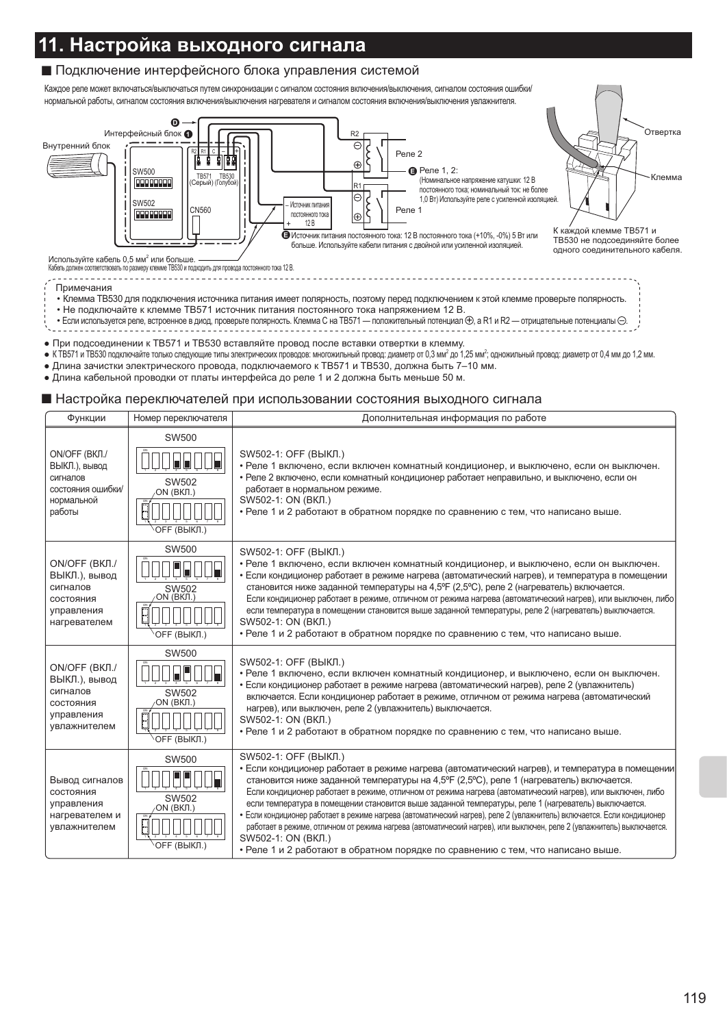# 11. Настройка выходного сигнала

## ■ Подключение интерфейсного блока управления системой

Каждое реле может включаться/выключаться путем синхронизации с сигналом состояния включения/выключения, сигналом состояния ошибки/нормальной работы, сигналом состояния включения/выключения нагревателя и сигналом состояния включения/выключения увлажнителя.

Внутренний блок

Интерфейсный блок ❶

SW500

SW502

TB571 (Серый)

TB530 (Голубой)

CN560

R2 R1 C – +

Ⓓ

R2

Реле 2

R1

Реле 1

– Источник питания постоянного тока + 12 В

Ⓔ Реле 1, 2:
(Номинальное напряжение катушки: 12 В постоянного тока; номинальный ток: не более 1,0 Вт) Используйте реле с усиленной изоляцией.

Ⓔ Источник питания постоянного тока: 12 В постоянного тока (+10%, -0%) 5 Вт или больше. Используйте кабели питания с двойной или усиленной изоляцией.

Используйте кабель 0,5 мм² или больше.
Кабель должен соответствовать по размеру клемме TB530 и подходить для провода постоянного тока 12 В.

Отвертка

Клемма

К каждой клемме TB571 и TB530 не подсоединяйте более одного соединительного кабеля.

Примечания
- Клемма TB530 для подключения источника питания имеет полярность, поэтому перед подключением к этой клемме проверьте полярность.
- Не подключайте к клемме TB571 источник питания постоянного тока напряжением 12 В.
- Если используется реле, встроенное в диод, проверьте полярность. Клемма C на TB571 — положительный потенциал ⊕, а R1 и R2 — отрицательные потенциалы ⊖.

- При подсоединении к TB571 и TB530 вставляйте провод после вставки отвертки в клемму.
- К TB571 и TB530 подключайте только следующие типы электрических проводов: многожильный провод: диаметр от 0,3 мм² до 1,25 мм²; одножильный провод: диаметр от 0,4 мм до 1,2 мм.
- Длина зачистки электрического провода, подключаемого к TB571 и TB530, должна быть 7–10 мм.
- Длина кабельной проводки от платы интерфейса до реле 1 и 2 должна быть меньше 50 м.

## ■ Настройка переключателей при использовании состояния выходного сигнала

| Функции | Номер переключателя | Дополнительная информация по работе |
|---|---|---|
| ON/OFF (ВКЛ./ВЫКЛ.), вывод сигналов состояния ошибки/нормальной работы | SW500<br>SW502<br>ON (ВКЛ.)<br>OFF (ВЫКЛ.) | SW502-1: OFF (ВЫКЛ.)<br>• Реле 1 включено, если включен комнатный кондиционер, и выключено, если он выключен.<br>• Реле 2 включено, если комнатный кондиционер работает неправильно, и выключено, если он работает в нормальном режиме.<br>SW502-1: ON (ВКЛ.)<br>• Реле 1 и 2 работают в обратном порядке по сравнению с тем, что написано выше. |
| ON/OFF (ВКЛ./ВЫКЛ.), вывод сигналов состояния управления нагревателем | SW500<br>SW502<br>ON (ВКЛ.)<br>OFF (ВЫКЛ.) | SW502-1: OFF (ВЫКЛ.)<br>• Реле 1 включено, если включен комнатный кондиционер, и выключено, если он выключен.<br>• Если кондиционер работает в режиме нагрева (автоматический нагрев), и температура в помещении становится ниже заданной температуры на 4,5ºF (2,5ºC), реле 2 (нагреватель) включается.<br>Если кондиционер работает в режиме, отличном от режима нагрева (автоматический нагрев), или выключен, либо если температура в помещении становится выше заданной температуры, реле 2 (нагреватель) выключается.<br>SW502-1: ON (ВКЛ.)<br>• Реле 1 и 2 работают в обратном порядке по сравнению с тем, что написано выше. |
| ON/OFF (ВКЛ./ВЫКЛ.), вывод сигналов состояния управления увлажнителем | SW500<br>SW502<br>ON (ВКЛ.)<br>OFF (ВЫКЛ.) | SW502-1: OFF (ВЫКЛ.)<br>• Реле 1 включено, если включен комнатный кондиционер, и выключено, если он выключен.<br>• Если кондиционер работает в режиме нагрева (автоматический нагрев), реле 2 (увлажнитель) включается. Если кондиционер работает в режиме, отличном от режима нагрева (автоматический нагрев), или выключен, реле 2 (увлажнитель) выключается.<br>SW502-1: ON (ВКЛ.)<br>• Реле 1 и 2 работают в обратном порядке по сравнению с тем, что написано выше. |
| Вывод сигналов состояния управления нагревателем и увлажнителем | SW500<br>SW502<br>ON (ВКЛ.)<br>OFF (ВЫКЛ.) | SW502-1: OFF (ВЫКЛ.)<br>• Если кондиционер работает в режиме нагрева (автоматический нагрев), и температура в помещении становится ниже заданной температуры на 4,5ºF (2,5ºC), реле 1 (нагреватель) включается.<br>Если кондиционер работает в режиме, отличном от режима нагрева (автоматический нагрев), или выключен, либо если температура в помещении становится выше заданной температуры, реле 1 (нагреватель) выключается.<br>• Если кондиционер работает в режиме нагрева (автоматический нагрев), реле 2 (увлажнитель) включается. Если кондиционер работает в режиме, отличном от режима нагрева (автоматический нагрев), или выключен, реле 2 (увлажнитель) выключается.<br>SW502-1: ON (ВКЛ.)<br>• Реле 1 и 2 работают в обратном порядке по сравнению с тем, что написано выше. |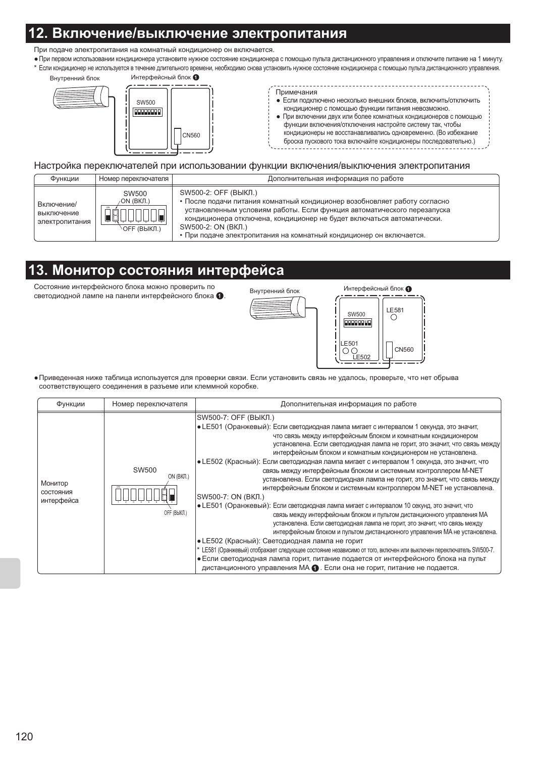# 12. Включение/выключение электропитания

При подаче электропитания на комнатный кондиционер он включается.

- При первом использовании кондиционера установите нужное состояние кондиционера с помощью пульта дистанционного управления и отключите питание на 1 минуту.

\* Если кондиционер не используется в течение длительного времени, необходимо снова установить нужное состояние кондиционера с помощью пульта дистанционного управления.

Внутренний блок

Интерфейсный блок ❶

SW500

CN560

Примечания

- Если подключено несколько внешних блоков, включить/отключить кондиционер с помощью функции питания невозможно.
- При включении двух или более комнатных кондиционеров с помощью функции включения/отключения настройте систему так, чтобы кондиционеры не восстанавливались одновременно. (Во избежание броска пускового тока включайте кондиционеры последовательно.)

## Настройка переключателей при использовании функции включения/выключения электропитания

| Функции | Номер переключателя | Дополнительная информация по работе |
|---|---|---|
| Включение/ выключение электропитания | SW500 ON (ВКЛ.) OFF (ВЫКЛ.) | SW500-2: OFF (ВЫКЛ.)<br>• После подачи питания комнатный кондиционер возобновляет работу согласно установленным условиям работы. Если функция автоматического перезапуска кондиционера отключена, кондиционер не будет включаться автоматически.<br>SW500-2: ON (ВКЛ.)<br>• При подаче электропитания на комнатный кондиционер он включается. |

# 13. Монитор состояния интерфейса

Состояние интерфейсного блока можно проверить по светодиодной лампе на панели интерфейсного блока ❶.

Внутренний блок

Интерфейсный блок ❶

SW500

LE581

LE501

LE502

CN560

- Приведенная ниже таблица используется для проверки связи. Если установить связь не удалось, проверьте, что нет обрыва соответствующего соединения в разъеме или клеммной коробке.

| Функции | Номер переключателя | Дополнительная информация по работе |
|---|---|---|
| Монитор состояния интерфейса | SW500 ON (ВКЛ.) OFF (ВЫКЛ.) | SW500-7: OFF (ВЫКЛ.)<br>• LE501 (Оранжевый): Если светодиодная лампа мигает с интервалом 1 секунда, это значит, что связь между интерфейсным блоком и комнатным кондиционером установлена. Если светодиодная лампа не горит, это значит, что связь между интерфейсным блоком и комнатным кондиционером не установлена.<br>• LE502 (Красный): Если светодиодная лампа мигает с интервалом 1 секунда, это значит, что связь между интерфейсным блоком и системным контроллером M-NET установлена. Если светодиодная лампа не горит, это значит, что связь между интерфейсным блоком и системным контроллером M-NET не установлена.<br>SW500-7: ON (ВКЛ.)<br>• LE501 (Оранжевый): Если светодиодная лампа мигает с интервалом 10 секунд, это значит, что связь между интерфейсным блоком и пультом дистанционного управления MA установлена. Если светодиодная лампа не горит, это значит, что связь между интерфейсным блоком и пультом дистанционного управления MA не установлена.<br>• LE502 (Красный): Светодиодная лампа не горит<br>\* LE581 (Оранжевый) отображает следующее состояние независимо от того, включен или выключен переключатель SW500-7.<br>• Если светодиодная лампа горит, питание подается от интерфейсного блока на пульт дистанционного управления MA ❶. Если она не горит, питание не подается. |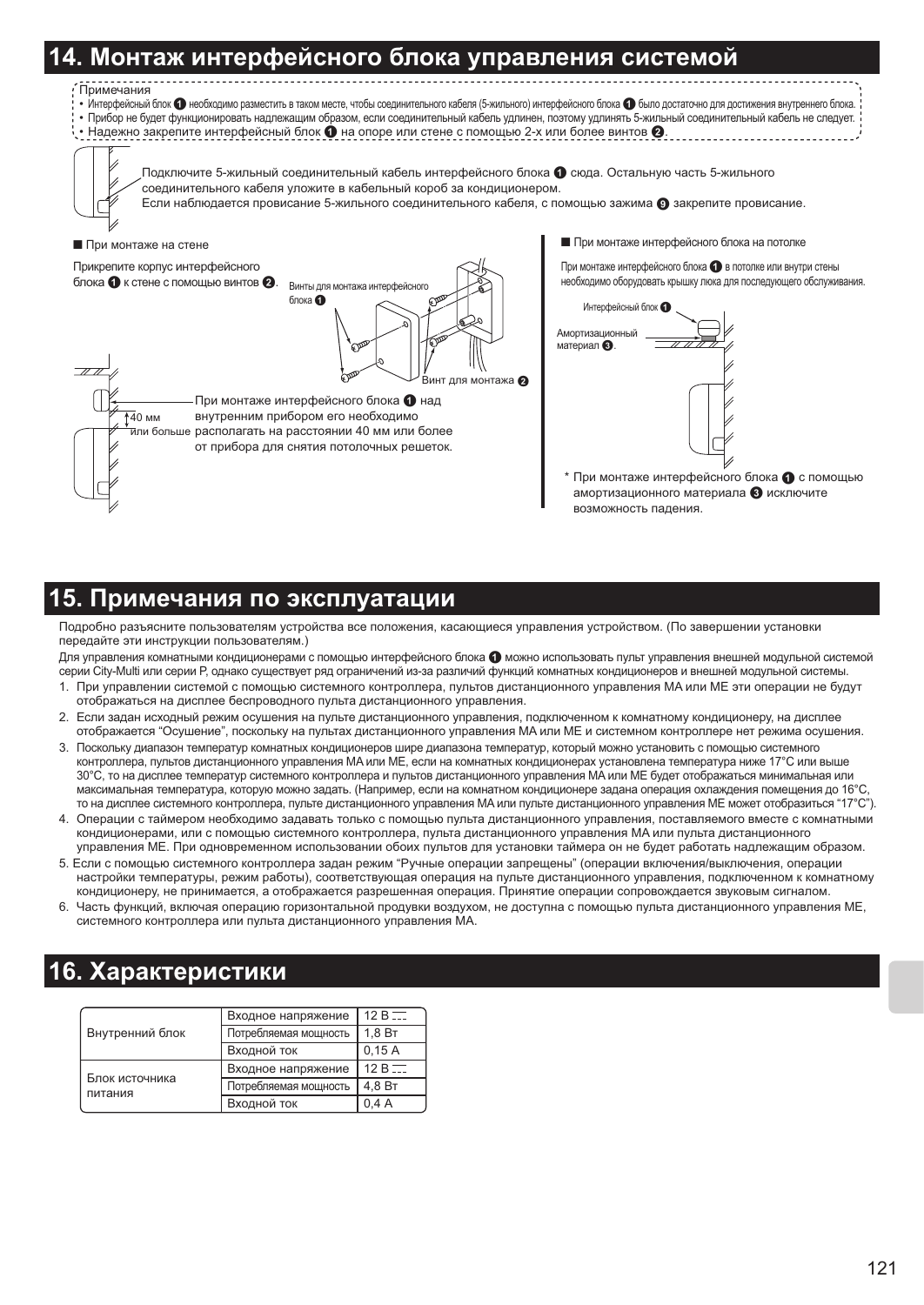## 14. Монтаж интерфейсного блока управления системой

Примечания
- Интерфейсный блок ❶ необходимо разместить в таком месте, чтобы соединительного кабеля (5-жильного) интерфейсного блока ❶ было достаточно для достижения внутреннего блока.
- Прибор не будет функционировать надлежащим образом, если соединительный кабель удлинен, поэтому удлинять 5-жильный соединительный кабель не следует.
- Надежно закрепите интерфейсный блок ❶ на опоре или стене с помощью 2-х или более винтов ❷.

Подключите 5-жильный соединительный кабель интерфейсного блока ❶ сюда. Остальную часть 5-жильного соединительного кабеля уложите в кабельный короб за кондиционером.
Если наблюдается провисание 5-жильного соединительного кабеля, с помощью зажима ❾ закрепите провисание.

■ При монтаже на стене

Прикрепите корпус интерфейсного блока ❶ к стене с помощью винтов ❷.

Винты для монтажа интерфейсного блока ❶

Винт для монтажа ❷

40 мм или больше

При монтаже интерфейсного блока ❶ над внутренним прибором его необходимо располагать на расстоянии 40 мм или более от прибора для снятия потолочных решеток.

■ При монтаже интерфейсного блока на потолке

При монтаже интерфейсного блока ❶ в потолке или внутри стены необходимо оборудовать крышку люка для последующего обслуживания.

Интерфейсный блок ❶

Амортизационный материал ❸.

\* При монтаже интерфейсного блока ❶ с помощью амортизационного материала ❸ исключите возможность падения.

## 15. Примечания по эксплуатации

Подробно разъясните пользователям устройства все положения, касающиеся управления устройством. (По завершении установки передайте эти инструкции пользователям.)

Для управления комнатными кондиционерами с помощью интерфейсного блока ❶ можно использовать пульт управления внешней модульной системой серии City-Multi или серии P, однако существует ряд ограничений из-за различий функций комнатных кондиционеров и внешней модульной системы.

1. При управлении системой с помощью системного контроллера, пультов дистанционного управления MA или ME эти операции не будут отображаться на дисплее беспроводного пульта дистанционного управления.
2. Если задан исходный режим осушения на пульте дистанционного управления, подключенном к комнатному кондиционеру, на дисплее отображается "Осушение", поскольку на пультах дистанционного управления MA или ME и системном контроллере нет режима осушения.
3. Поскольку диапазон температур комнатных кондиционеров шире диапазона температур, который можно установить с помощью системного контроллера, пультов дистанционного управления MA или ME, если на комнатных кондиционерах установлена температура ниже 17°C или выше 30°C, то на дисплее температур системного контроллера и пультов дистанционного управления MA или ME будет отображаться минимальная или максимальная температура, которую можно задать. (Например, если на комнатном кондиционере задана операция охлаждения помещения до 16°C, то на дисплее системного контроллера, пульте дистанционного управления MA или пульте дистанционного управления ME может отобразиться "17°C").
4. Операции с таймером необходимо задавать только с помощью пульта дистанционного управления, поставляемого вместе с комнатными кондиционерами, или с помощью системного контроллера, пульта дистанционного управления MA или пульта дистанционного управления ME. При одновременном использовании обоих пультов для установки таймера он не будет работать надлежащим образом.
5. Если с помощью системного контроллера задан режим "Ручные операции запрещены" (операции включения/выключения, операции настройки температуры, режим работы), соответствующая операция на пульте дистанционного управления, подключенном к комнатному кондиционеру, не принимается, а отображается разрешенная операция. Принятие операции сопровождается звуковым сигналом.
6. Часть функций, включая операцию горизонтальной продувки воздухом, не доступна с помощью пульта дистанционного управления ME, системного контроллера или пульта дистанционного управления MA.

## 16. Характеристики

| | | |
|---|---|---|
| Внутренний блок | Входное напряжение | 12 В ⎓ |
| | Потребляемая мощность | 1,8 Вт |
| | Входной ток | 0,15 А |
| Блок источника питания | Входное напряжение | 12 В ⎓ |
| | Потребляемая мощность | 4,8 Вт |
| | Входной ток | 0,4 А |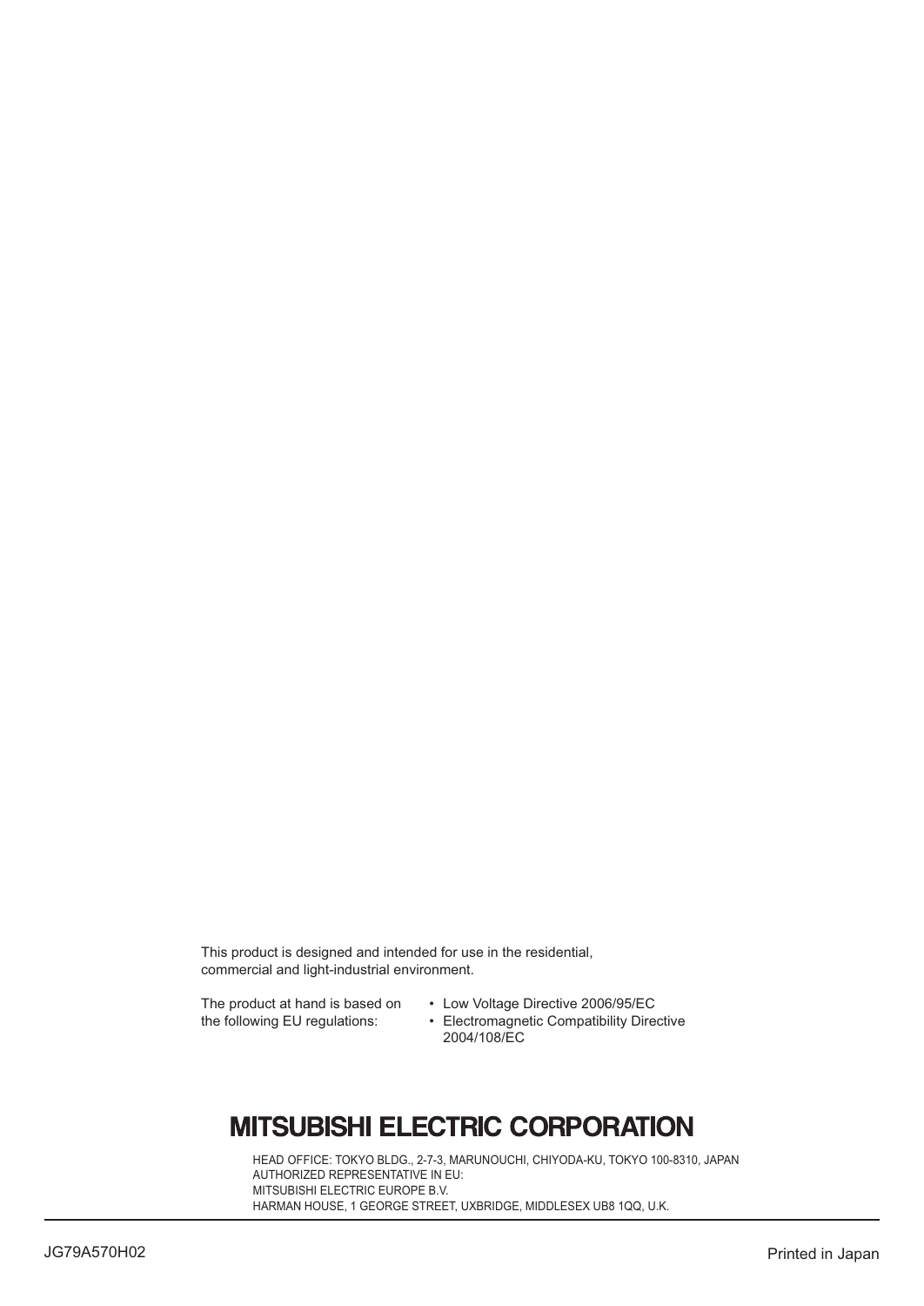This product is designed and intended for use in the residential, commercial and light-industrial environment.

The product at hand is based on the following EU regulations:

- Low Voltage Directive 2006/95/EC
- Electromagnetic Compatibility Directive 2004/108/EC

# MITSUBISHI ELECTRIC CORPORATION

HEAD OFFICE: TOKYO BLDG., 2-7-3, MARUNOUCHI, CHIYODA-KU, TOKYO 100-8310, JAPAN
AUTHORIZED REPRESENTATIVE IN EU:
MITSUBISHI ELECTRIC EUROPE B.V.
HARMAN HOUSE, 1 GEORGE STREET, UXBRIDGE, MIDDLESEX UB8 1QQ, U.K.

JG79A570H02

Printed in Japan